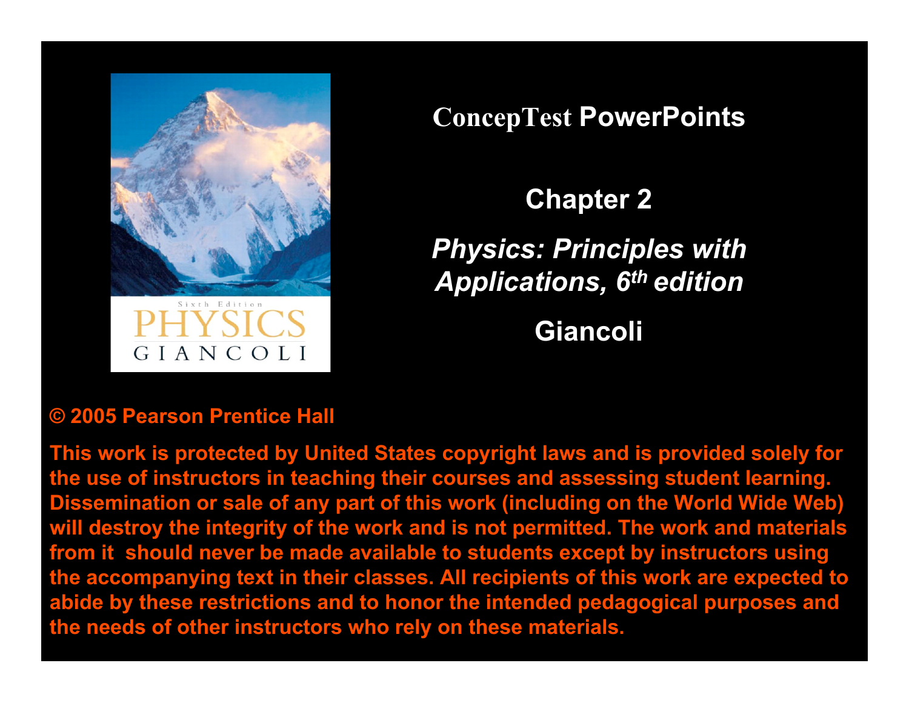# ConcepTest PowerPoints

## Chapter 2

## *Physics: Principles with Applications, 6th edition*

## Giancoli

**© 2005 Pearson Prentice Hall**

**This work is protected by United States copyright laws and is provided solely for the use of instructors in teaching their courses and assessing student learning. Dissemination or sale of any part of this work (including on the World Wide Web) will destroy the integrity of the work and is not permitted. The work and materials from it should never be made available to students except by instructors using the accompanying text in their classes. All recipients of this work are expected to abide by these restrictions and to honor the intended pedagogical purposes and the needs of other instructors who rely on these materials.**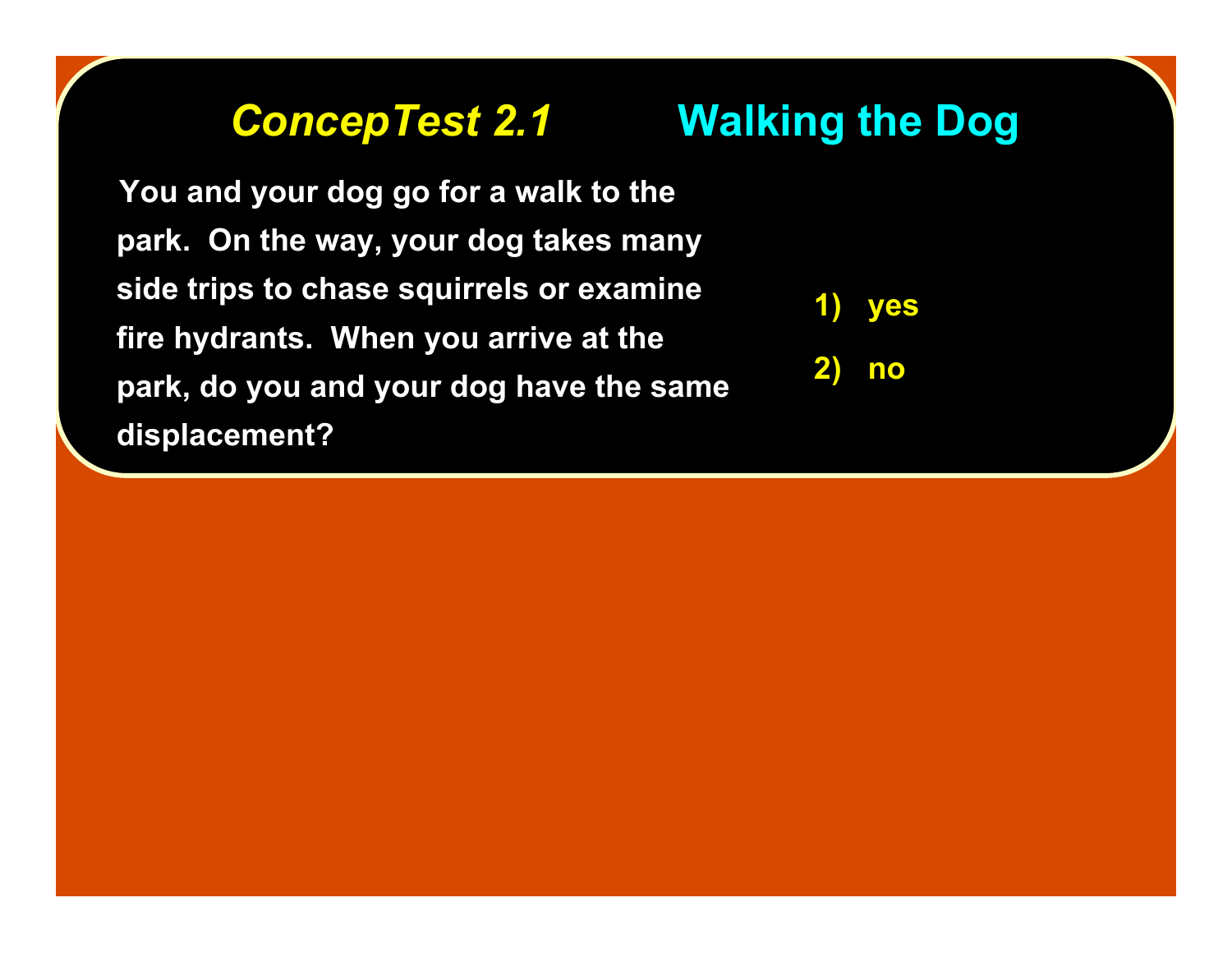# *ConcepTest 2.1* Walking the Dog

You and your dog go for a walk to the park. On the way, your dog takes many side trips to chase squirrels or examine fire hydrants. When you arrive at the park, do you and your dog have the same displacement?

1) yes
2) no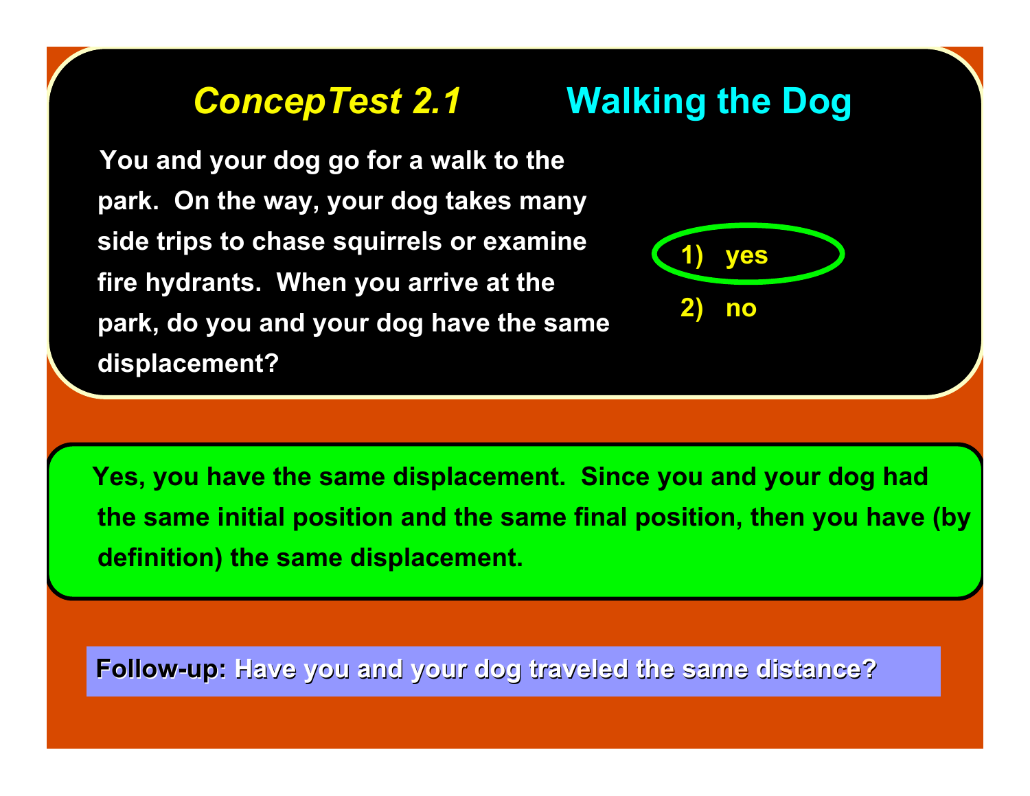# *ConcepTest 2.1* Walking the Dog

You and your dog go for a walk to the park. On the way, your dog takes many side trips to chase squirrels or examine fire hydrants. When you arrive at the park, do you and your dog have the same displacement?

1) yes

2) no

Yes, you have the same displacement. Since you and your dog had the same initial position and the same final position, then you have (by definition) the same displacement.

**Follow-up:** Have you and your dog traveled the same distance?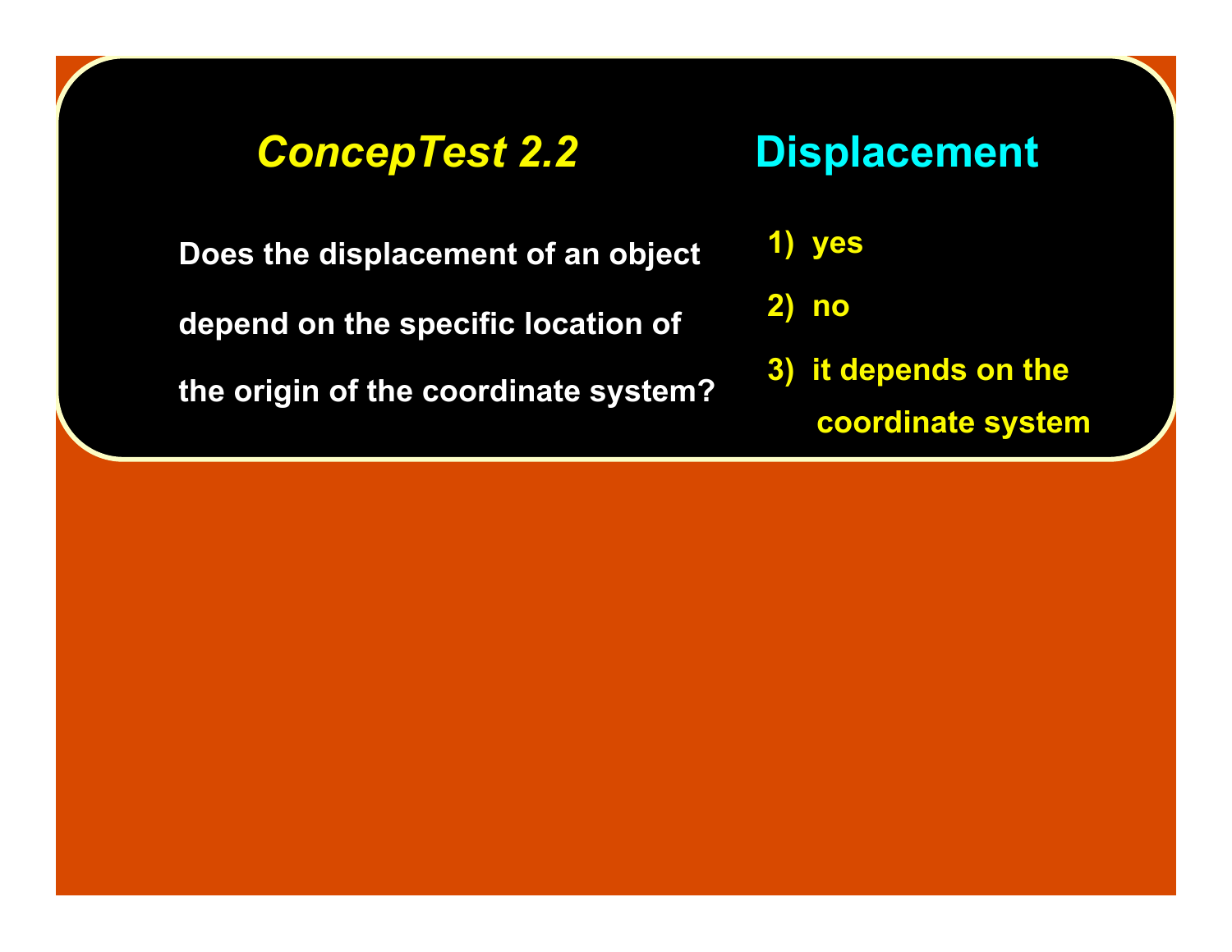# *ConcepTest 2.2* Displacement

**Does the displacement of an object depend on the specific location of the origin of the coordinate system?**

1) yes

2) no

3) it depends on the coordinate system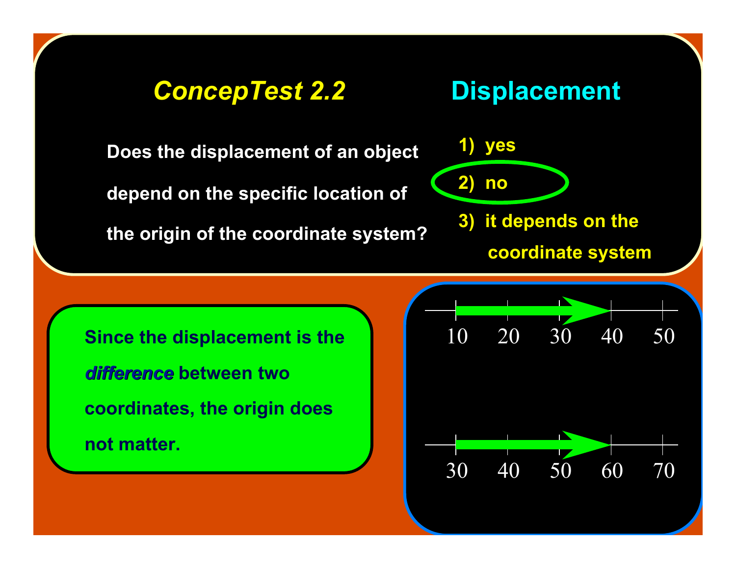## *ConcepTest 2.2* Displacement

Does the displacement of an object depend on the specific location of the origin of the coordinate system?

1) yes
2) **no**
3) it depends on the coordinate system

Since the displacement is the ***difference*** between two coordinates, the origin does not matter.

10 20 30 40 50

30 40 50 60 70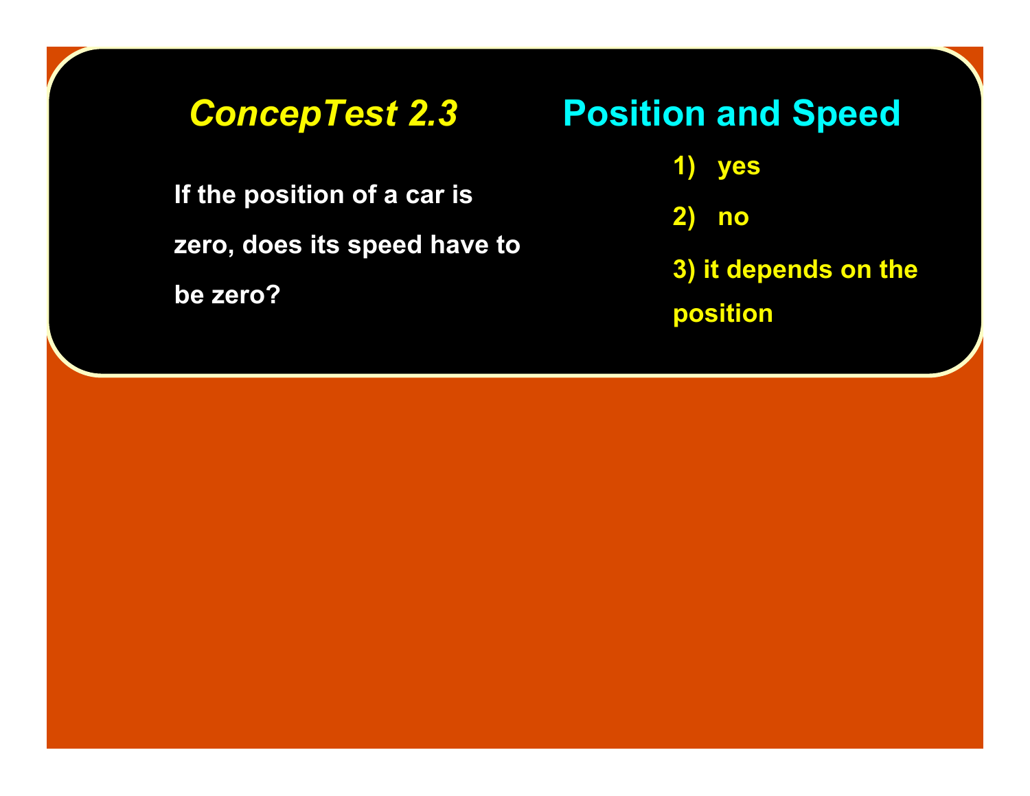# *ConcepTest 2.3* Position and Speed

If the position of a car is zero, does its speed have to be zero?

1) yes
2) no
3) it depends on the position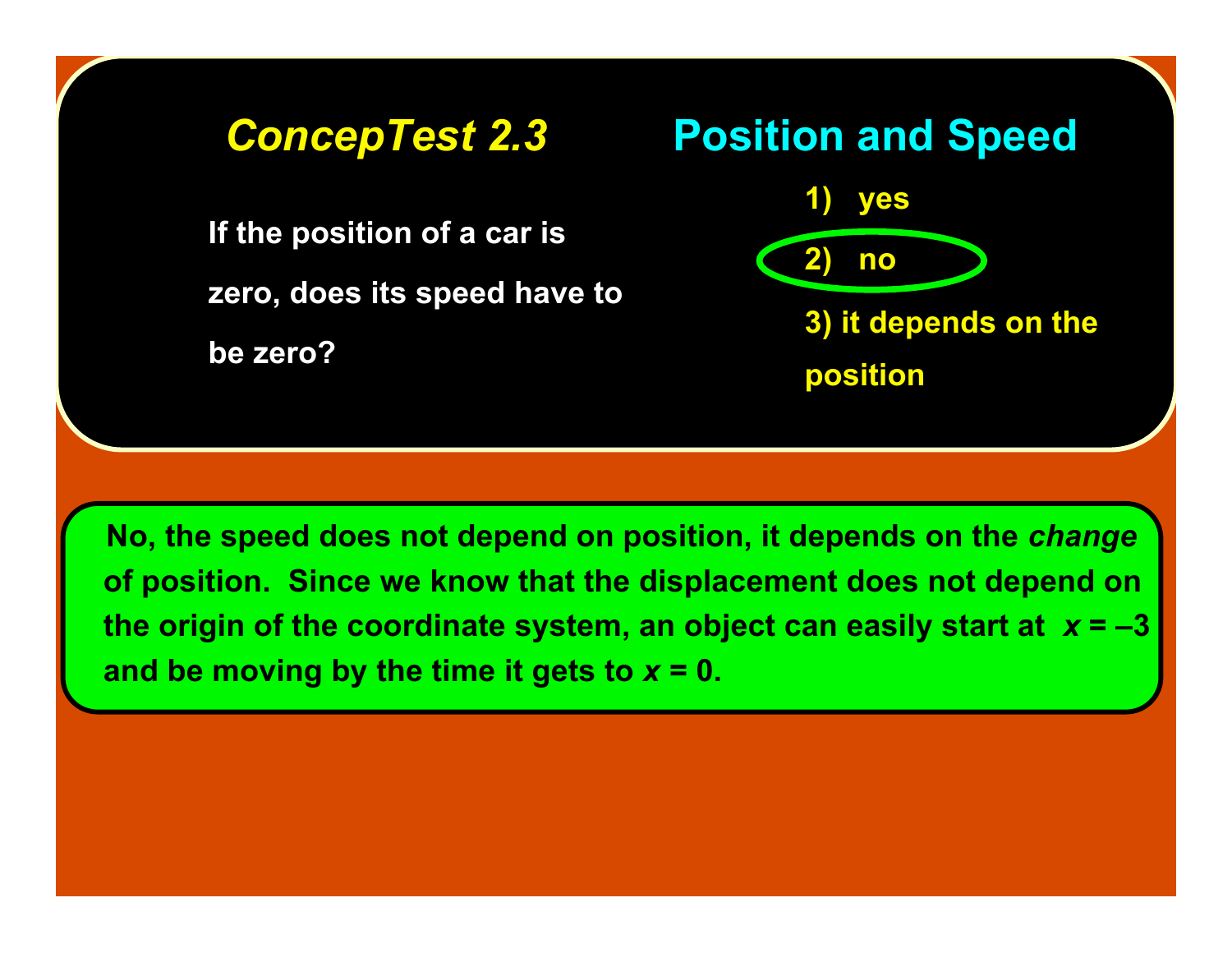# *ConcepTest 2.3* Position and Speed

If the position of a car is zero, does its speed have to be zero?

1) yes

2) no

3) it depends on the position

No, the speed does not depend on position, it depends on the *change* of position. Since we know that the displacement does not depend on the origin of the coordinate system, an object can easily start at $x = -3$ and be moving by the time it gets to $x = 0$.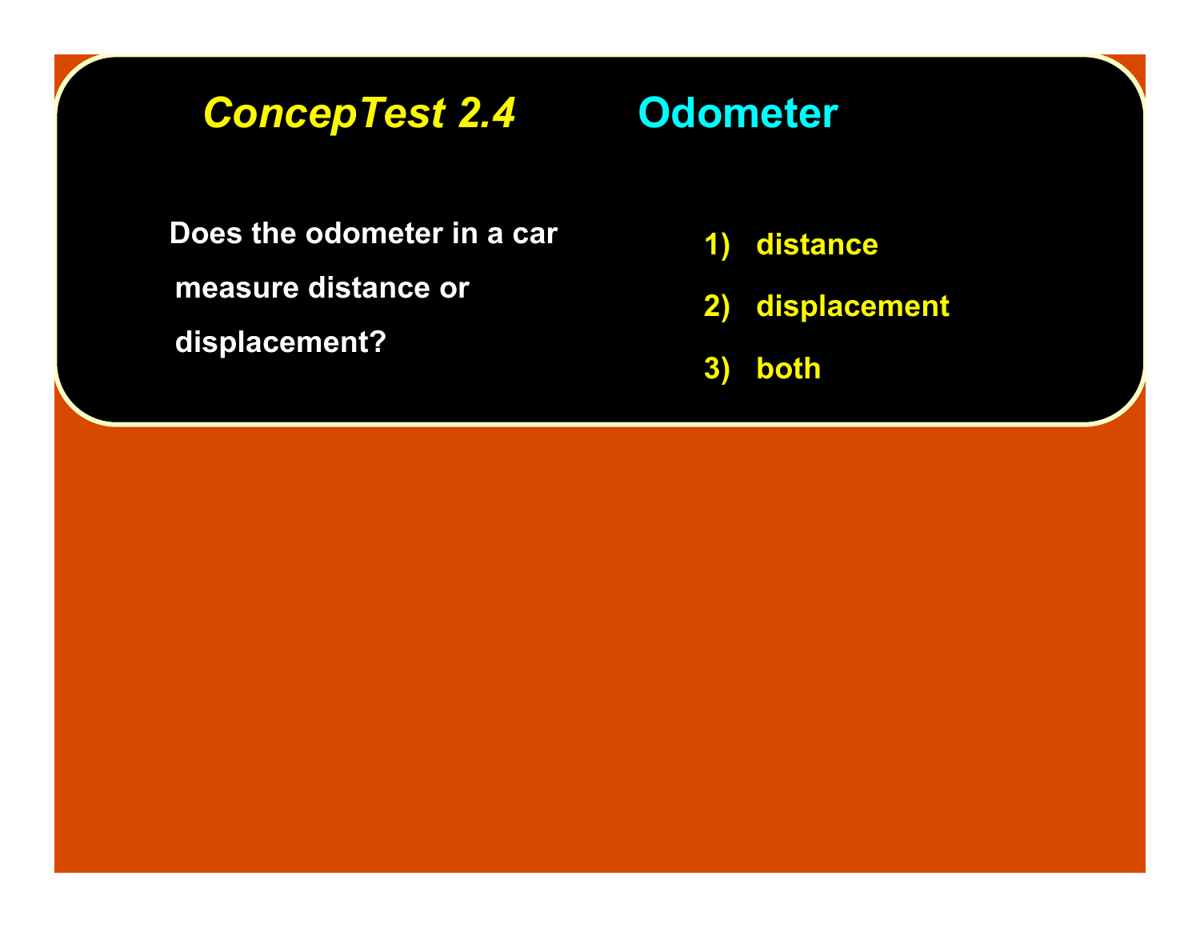## *ConcepTest 2.4* Odometer

Does the odometer in a car measure distance or displacement?

1) distance
2) displacement
3) both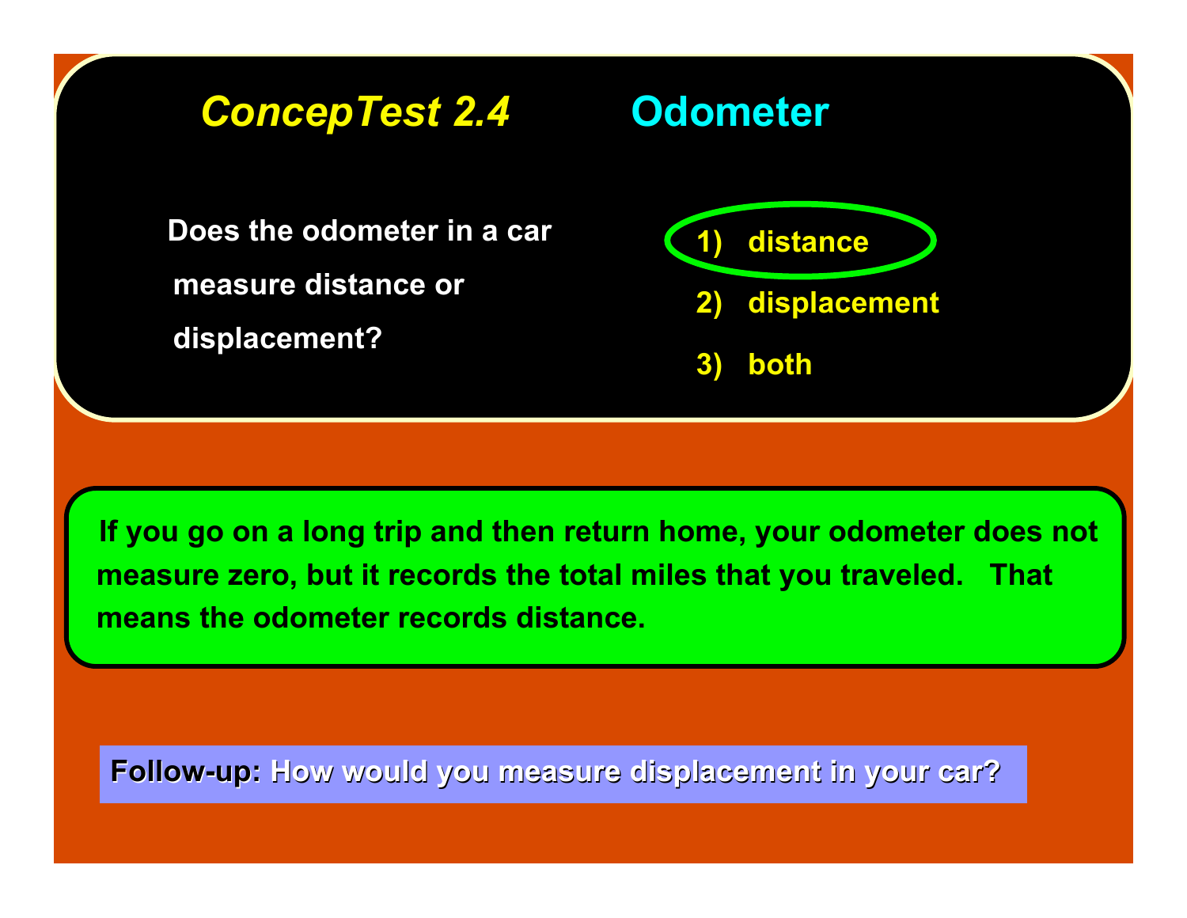## *ConcepTest 2.4* Odometer

Does the odometer in a car measure distance or displacement?

1) **distance**
2) displacement
3) both

If you go on a long trip and then return home, your odometer does not measure zero, but it records the total miles that you traveled. That means the odometer records distance.

**Follow-up:** How would you measure displacement in your car?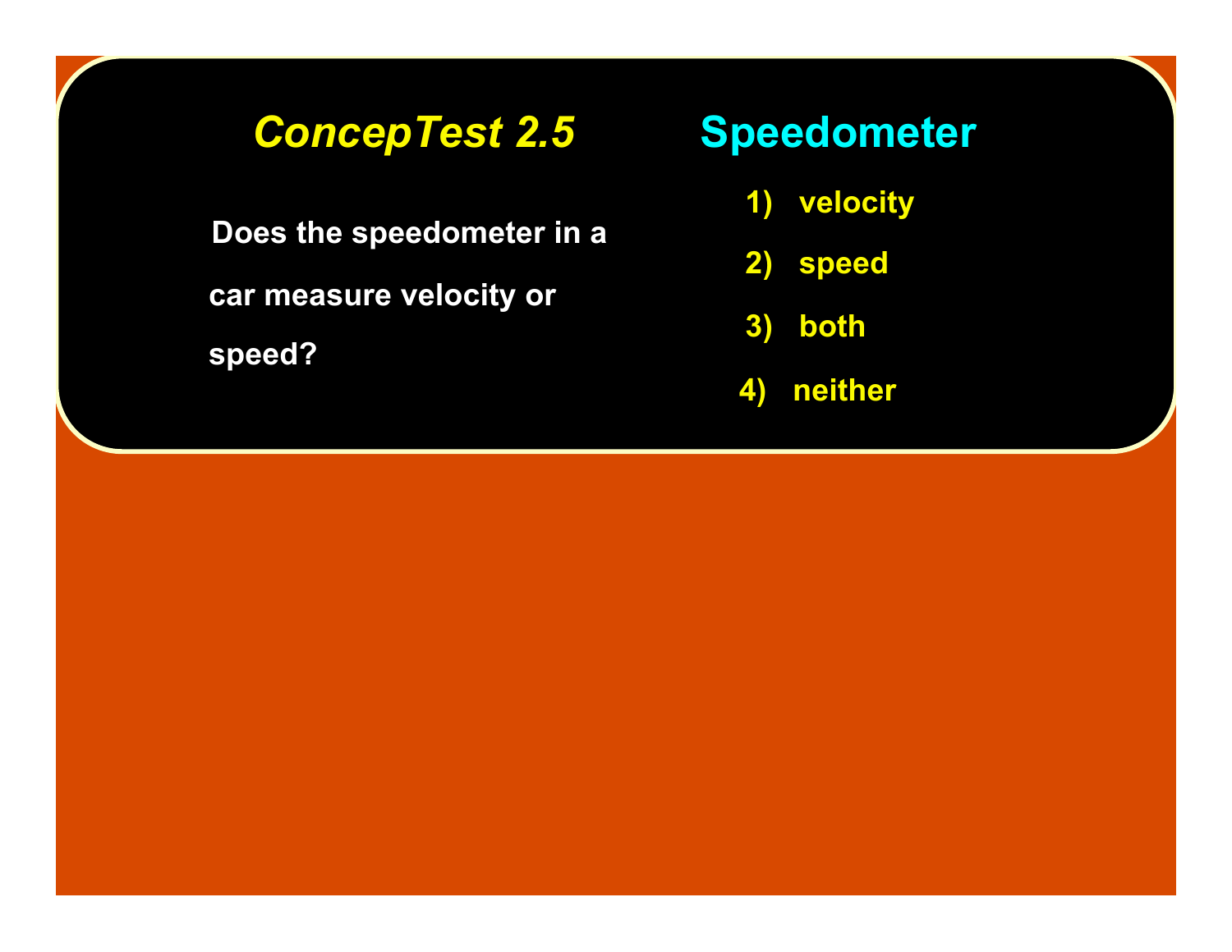## *ConcepTest 2.5* Speedometer

Does the speedometer in a car measure velocity or speed?

1) velocity
2) speed
3) both
4) neither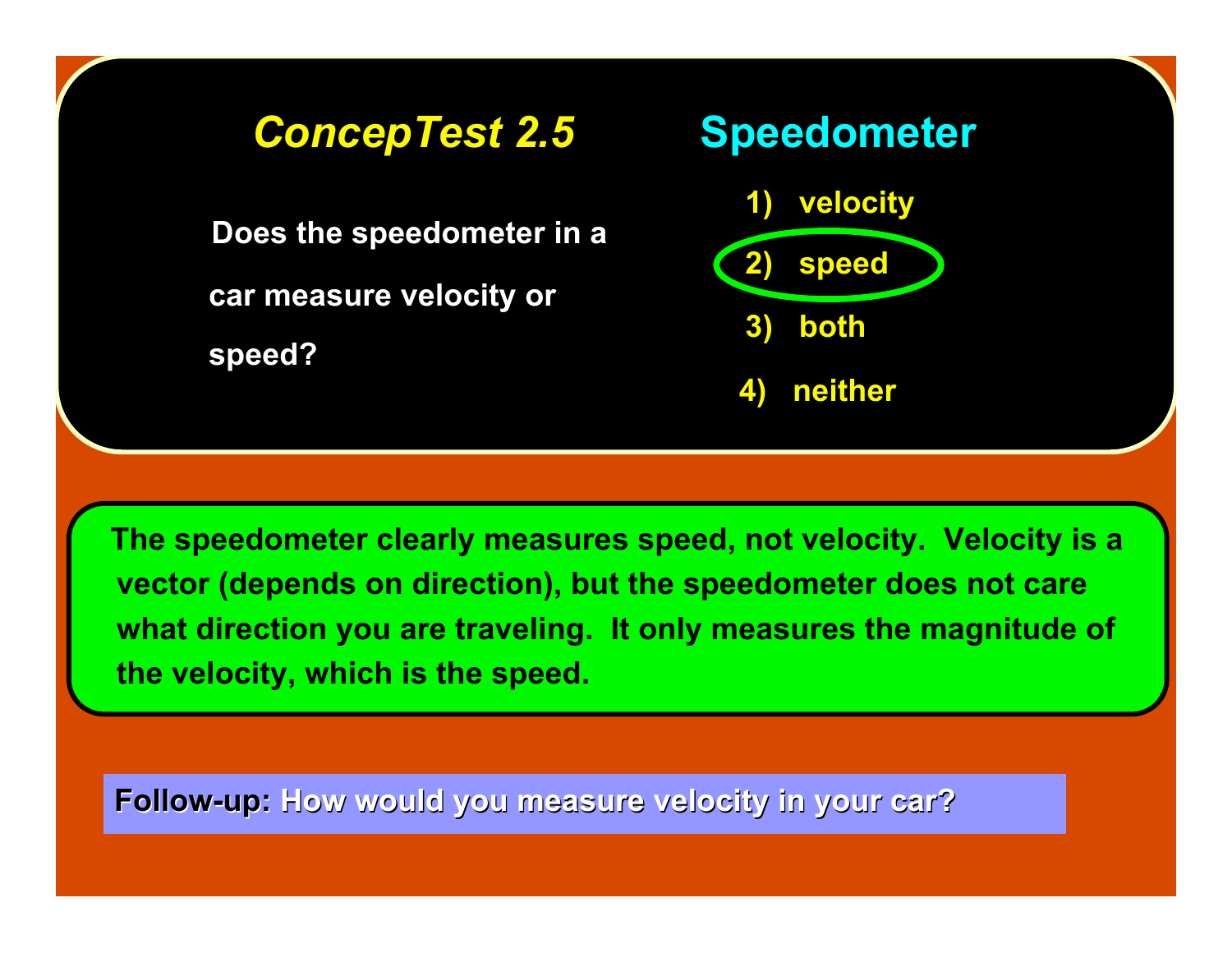# *ConcepTest 2.5* Speedometer

Does the speedometer in a car measure velocity or speed?

1) velocity
2) speed
3) both
4) neither

The speedometer clearly measures speed, not velocity. Velocity is a vector (depends on direction), but the speedometer does not care what direction you are traveling. It only measures the magnitude of the velocity, which is the speed.

**Follow-up:** How would you measure velocity in your car?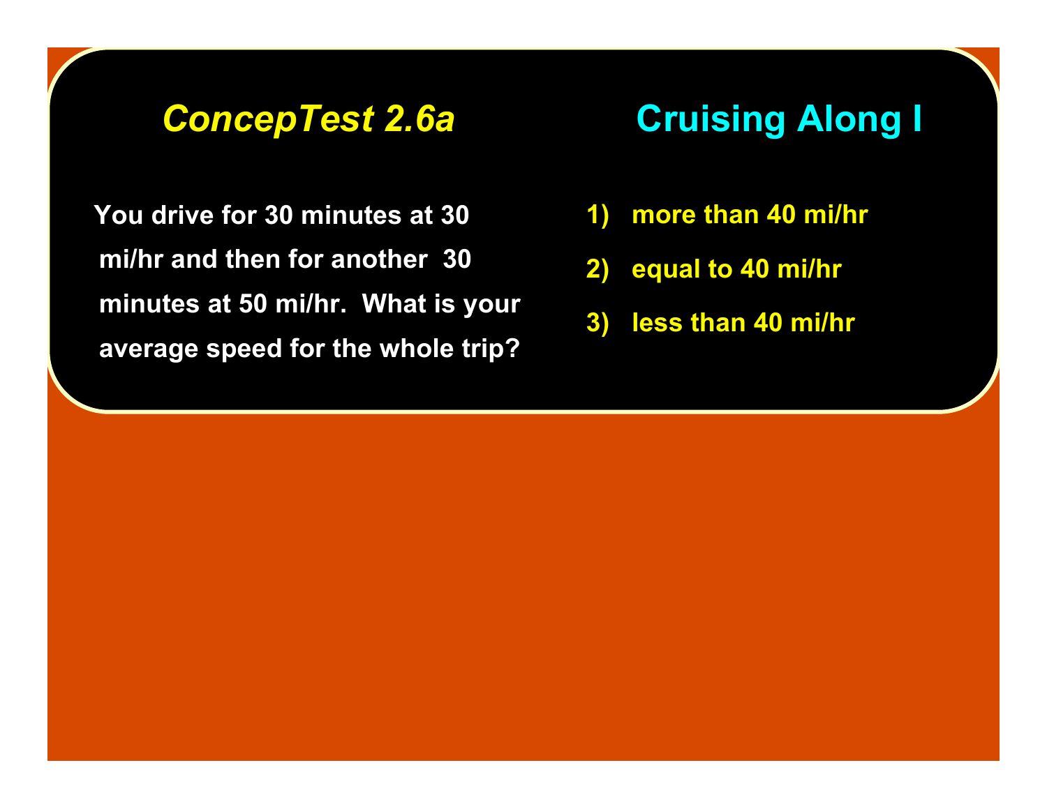## *ConcepTest 2.6a* Cruising Along I

You drive for 30 minutes at 30 mi/hr and then for another 30 minutes at 50 mi/hr. What is your average speed for the whole trip?

1) more than 40 mi/hr
2) equal to 40 mi/hr
3) less than 40 mi/hr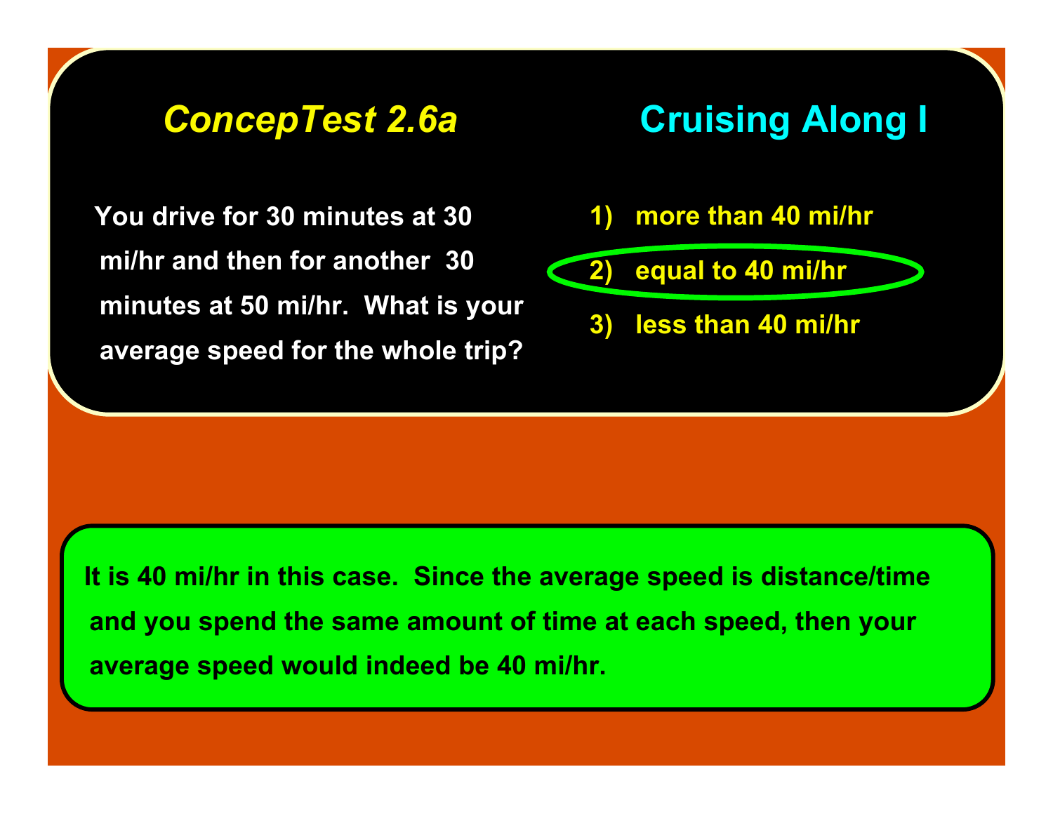## *ConcepTest 2.6a* Cruising Along I

You drive for 30 minutes at 30 mi/hr and then for another 30 minutes at 50 mi/hr. What is your average speed for the whole trip?

1) more than 40 mi/hr
2) equal to 40 mi/hr
3) less than 40 mi/hr

It is 40 mi/hr in this case. Since the average speed is distance/time and you spend the same amount of time at each speed, then your average speed would indeed be 40 mi/hr.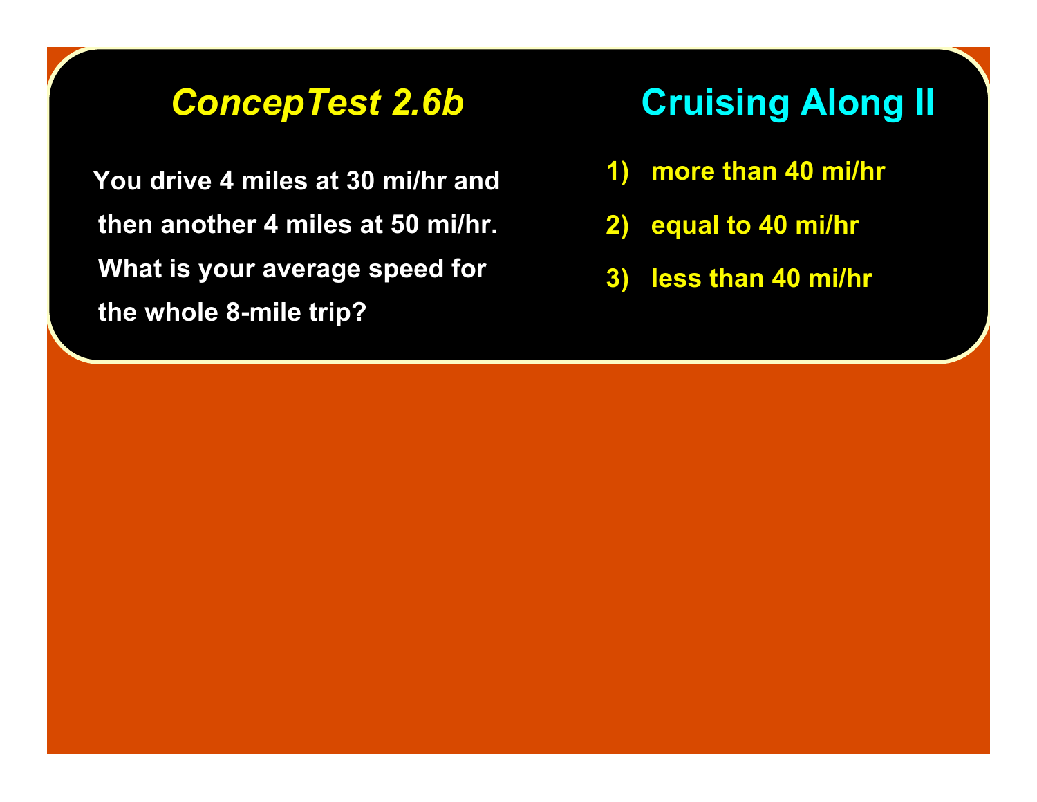## *ConcepTest 2.6b* Cruising Along II

You drive 4 miles at 30 mi/hr and then another 4 miles at 50 mi/hr. What is your average speed for the whole 8-mile trip?

1) more than 40 mi/hr
2) equal to 40 mi/hr
3) less than 40 mi/hr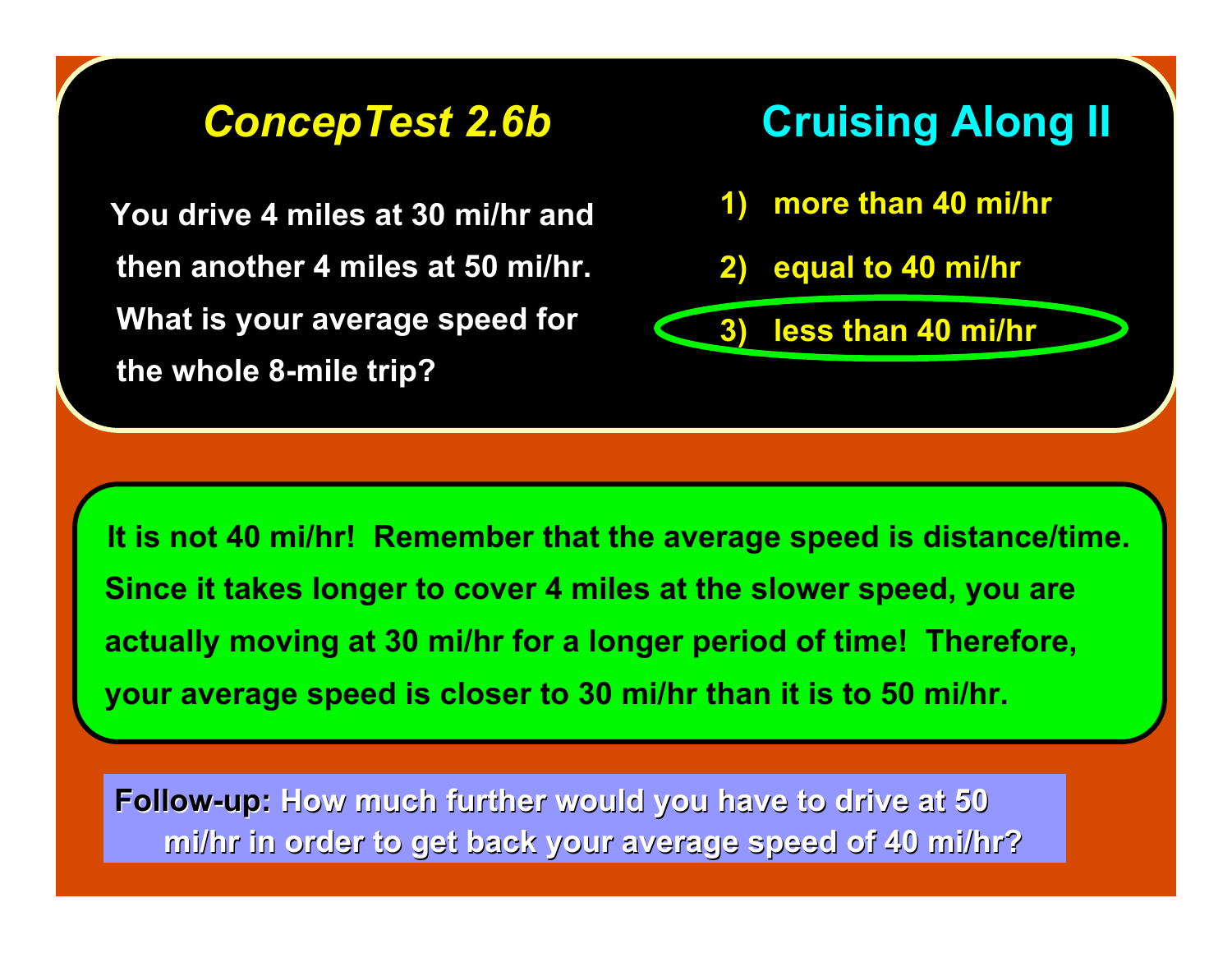## *ConcepTest 2.6b* — Cruising Along II

You drive 4 miles at 30 mi/hr and then another 4 miles at 50 mi/hr. What is your average speed for the whole 8-mile trip?

1) more than 40 mi/hr
2) equal to 40 mi/hr
3) less than 40 mi/hr

It is not 40 mi/hr! Remember that the average speed is distance/time. Since it takes longer to cover 4 miles at the slower speed, you are actually moving at 30 mi/hr for a longer period of time! Therefore, your average speed is closer to 30 mi/hr than it is to 50 mi/hr.

**Follow-up:** How much further would you have to drive at 50 mi/hr in order to get back your average speed of 40 mi/hr?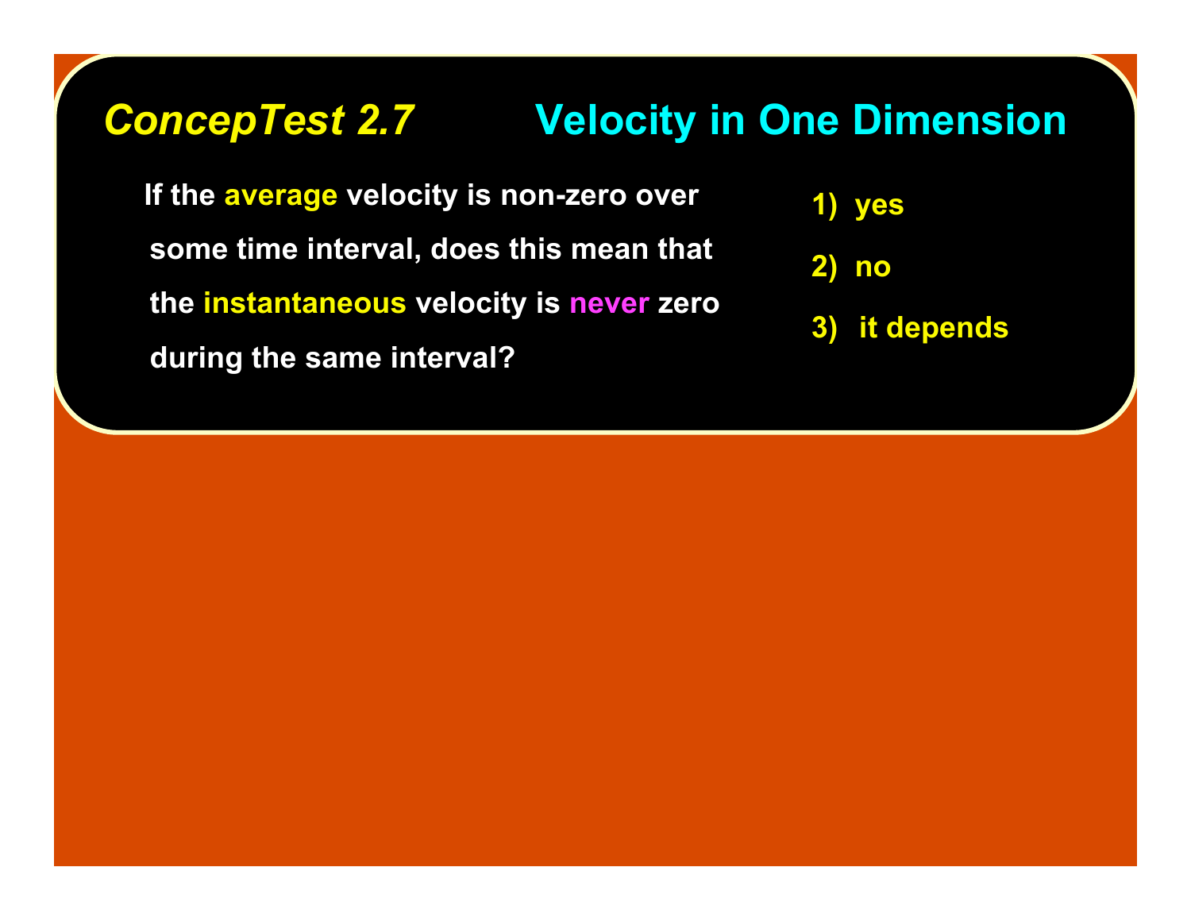## *ConcepTest 2.7* Velocity in One Dimension

If the **average** velocity is non-zero over some time interval, does this mean that the **instantaneous** velocity is **never** zero during the same interval?

1) yes

2) no

3) it depends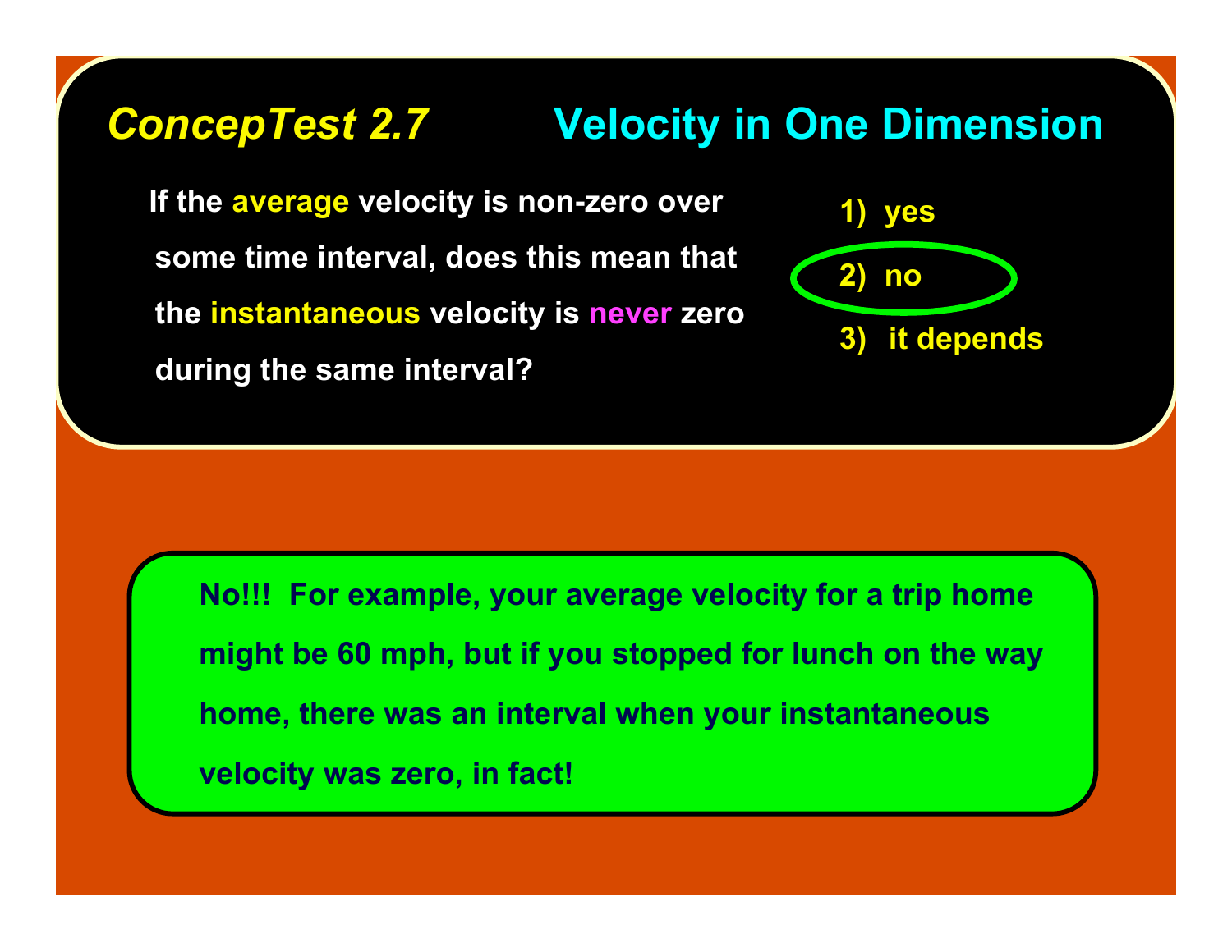## *ConcepTest 2.7* Velocity in One Dimension

If the **average** velocity is non-zero over some time interval, does this mean that the **instantaneous** velocity is **never** zero during the same interval?

1) yes
2) no
3) it depends

No!!! For example, your average velocity for a trip home might be 60 mph, but if you stopped for lunch on the way home, there was an interval when your instantaneous velocity was zero, in fact!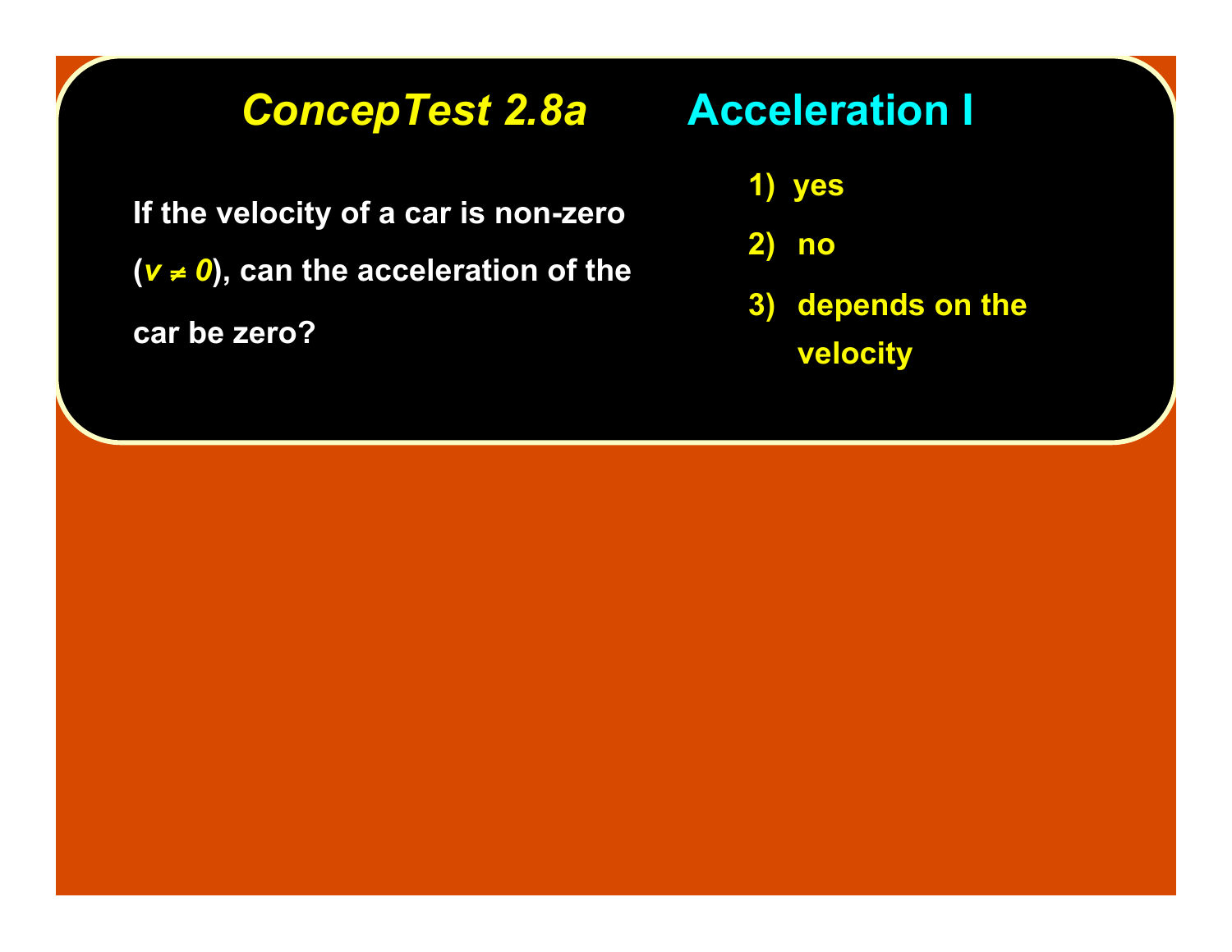# *ConcepTest 2.8a* Acceleration I

If the velocity of a car is non-zero (*$v \neq 0$*), can the acceleration of the car be zero?

1) yes
2) no
3) depends on the velocity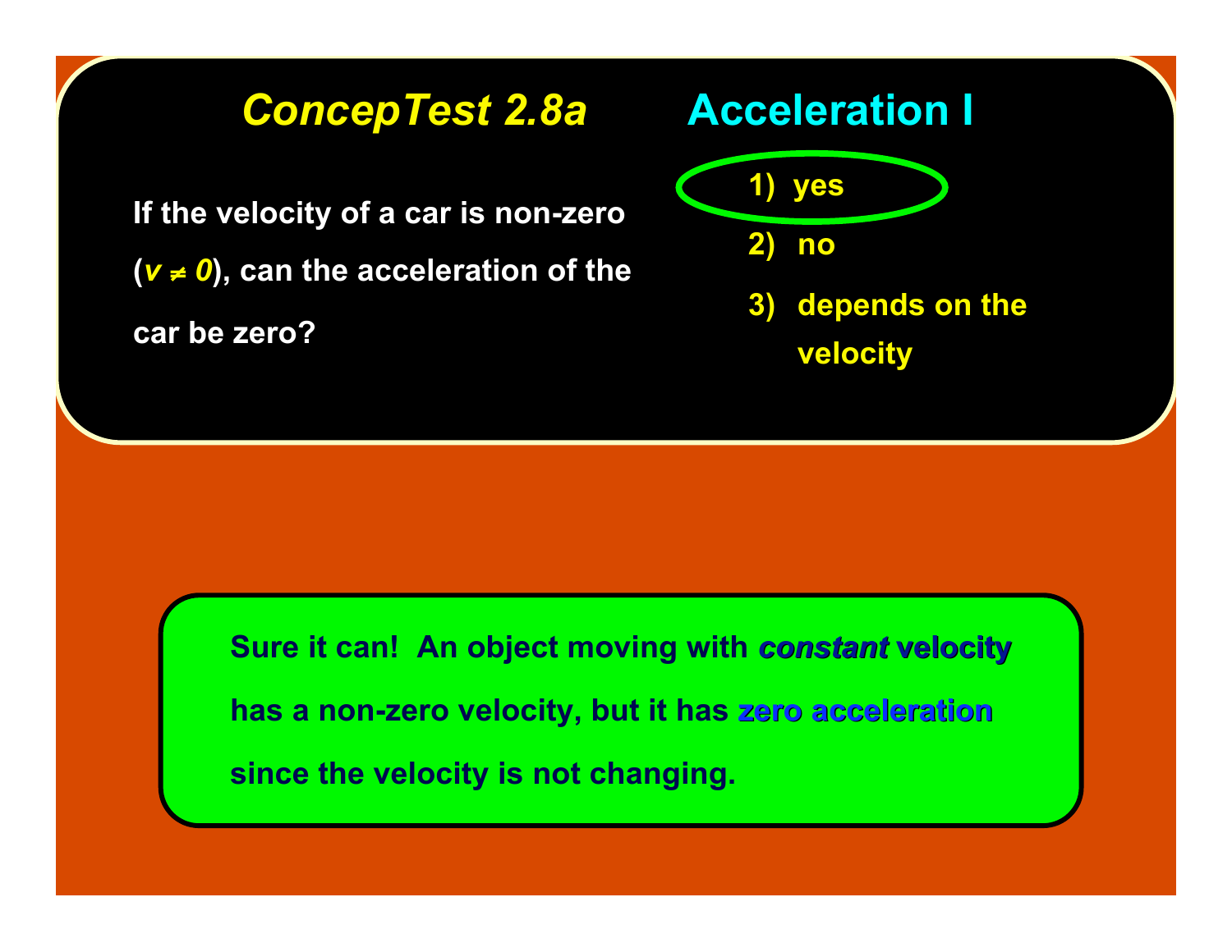# *ConcepTest 2.8a* Acceleration I

If the velocity of a car is non-zero ($v \neq 0$), can the acceleration of the car be zero?

1) yes
2) no
3) depends on the velocity

Sure it can! An object moving with ***constant*** **velocity** has a non-zero velocity, but it has **zero acceleration** since the velocity is not changing.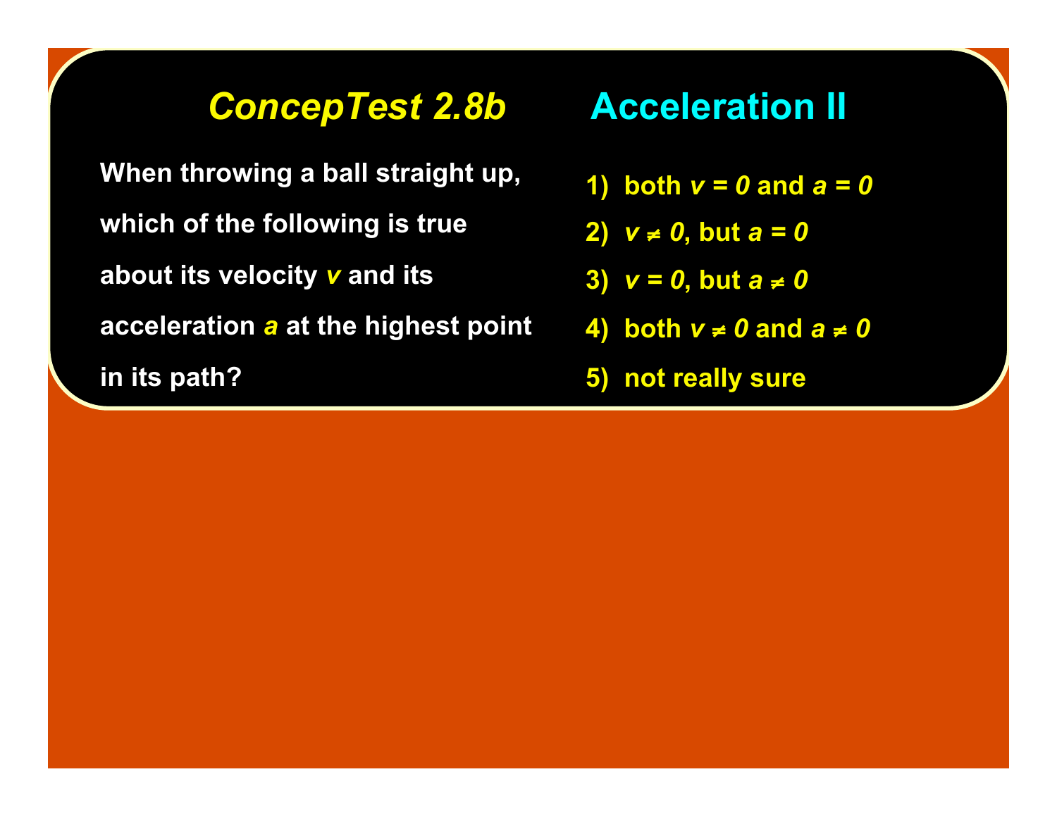# ConcepTest 2.8b Acceleration II

When throwing a ball straight up, which of the following is true about its velocity $v$ and its acceleration $a$ at the highest point in its path?

1) both $v = 0$ and $a = 0$
2) $v \neq 0$, but $a = 0$
3) $v = 0$, but $a \neq 0$
4) both $v \neq 0$ and $a \neq 0$
5) not really sure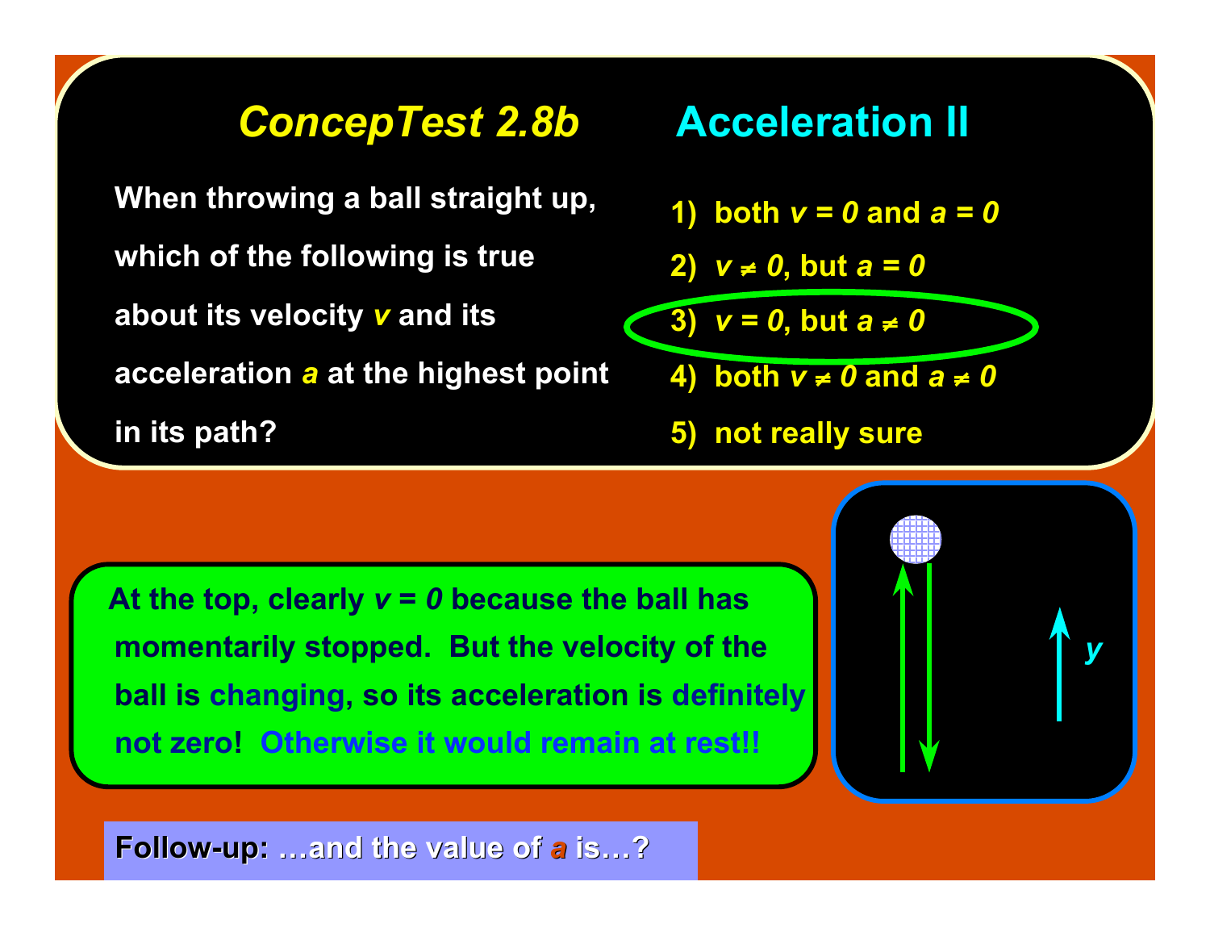# *ConcepTest 2.8b* Acceleration II

When throwing a ball straight up, which of the following is true about its velocity $v$ and its acceleration $a$ at the highest point in its path?

1) both $v = 0$ and $a = 0$
2) $v \neq 0$, but $a = 0$
3) $v = 0$, but $a \neq 0$
4) both $v \neq 0$ and $a \neq 0$
5) not really sure

At the top, clearly $v = 0$ because the ball has momentarily stopped. But the velocity of the ball is changing, so its acceleration is definitely not zero! Otherwise it would remain at rest!!

**Follow-up:** …and the value of $a$ is…?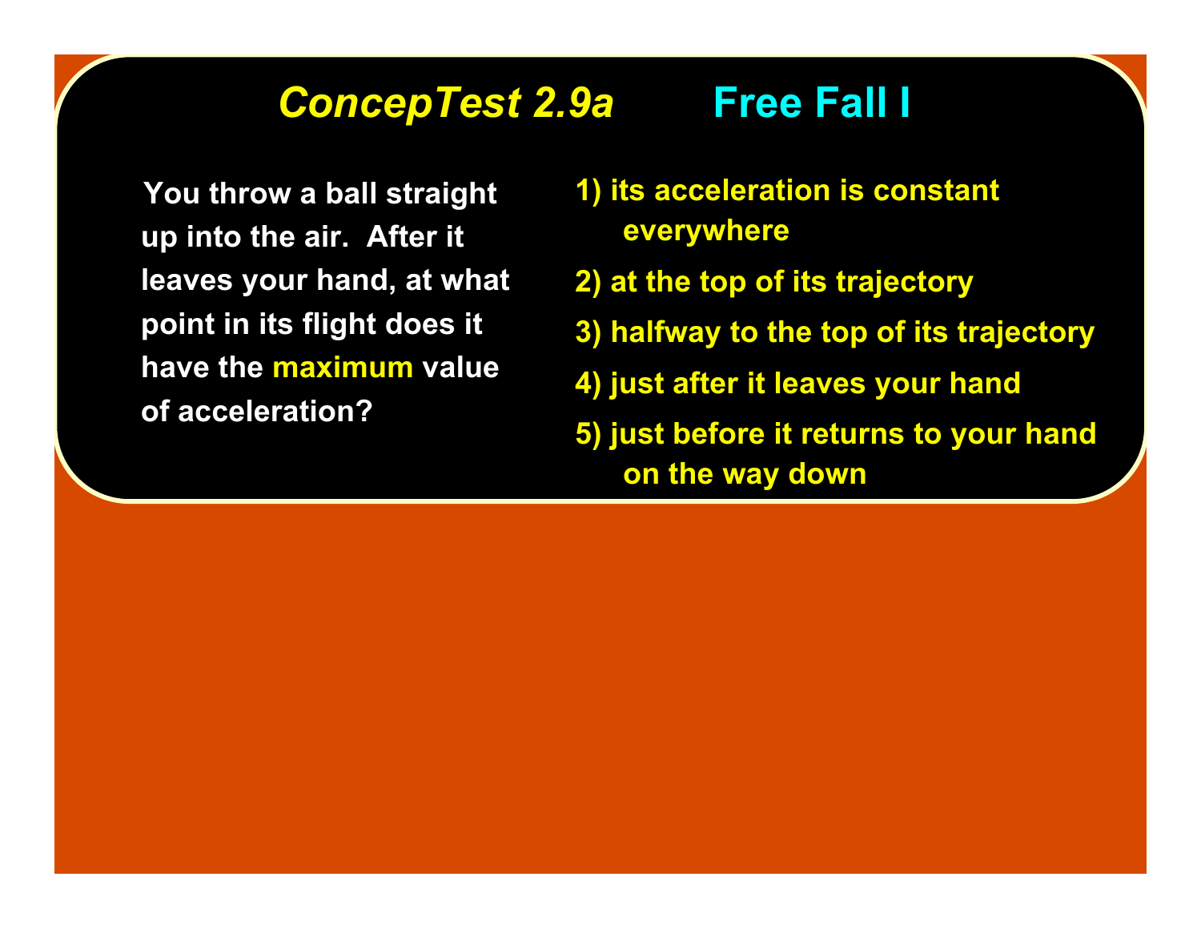# *ConcepTest 2.9a* Free Fall I

You throw a ball straight up into the air. After it leaves your hand, at what point in its flight does it have the **maximum** value of acceleration?

1) its acceleration is constant everywhere

2) at the top of its trajectory

3) halfway to the top of its trajectory

4) just after it leaves your hand

5) just before it returns to your hand on the way down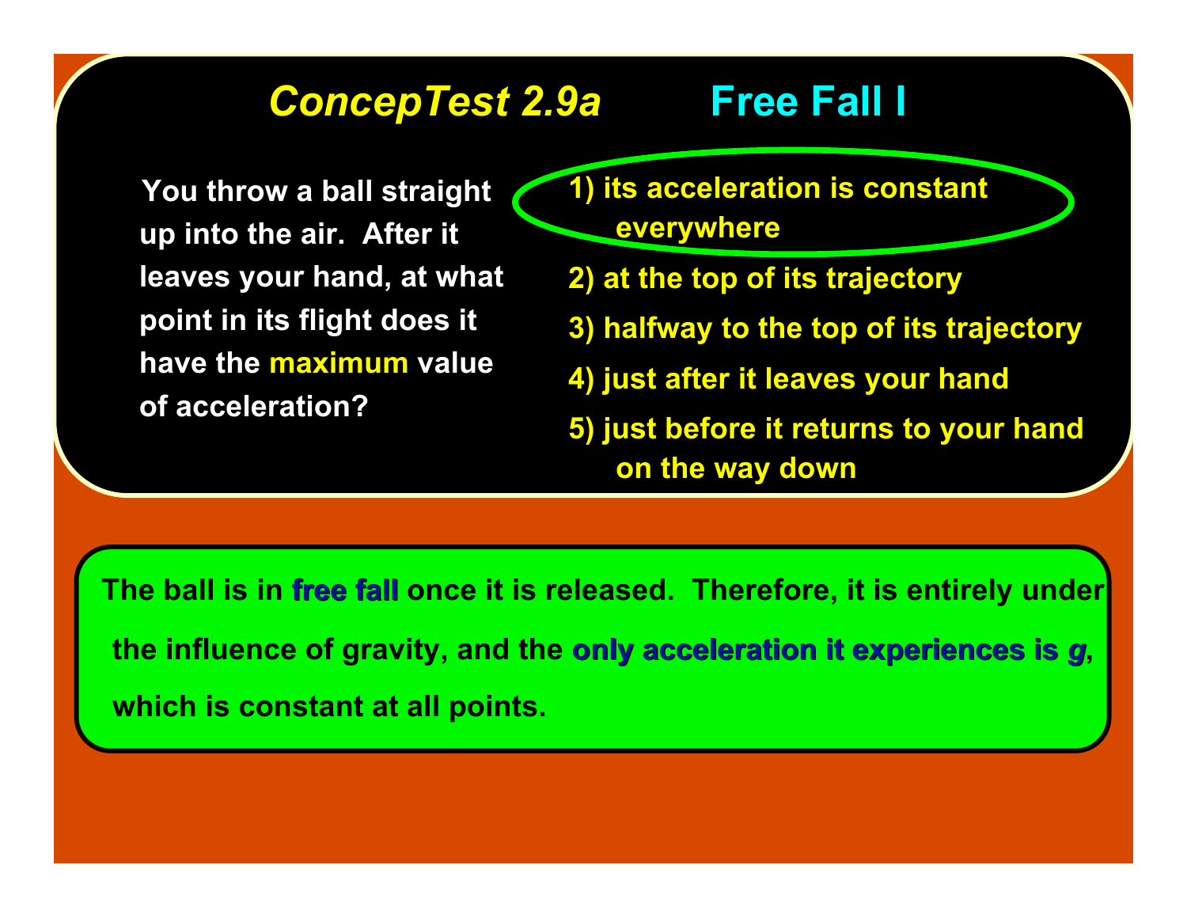# *ConcepTest 2.9a* Free Fall I

You throw a ball straight up into the air. After it leaves your hand, at what point in its flight does it have the **maximum** value of acceleration?

1) its acceleration is constant everywhere
2) at the top of its trajectory
3) halfway to the top of its trajectory
4) just after it leaves your hand
5) just before it returns to your hand on the way down

The ball is in **free fall** once it is released. Therefore, it is entirely under the influence of gravity, and the **only acceleration it experiences is *g***, which is constant at all points.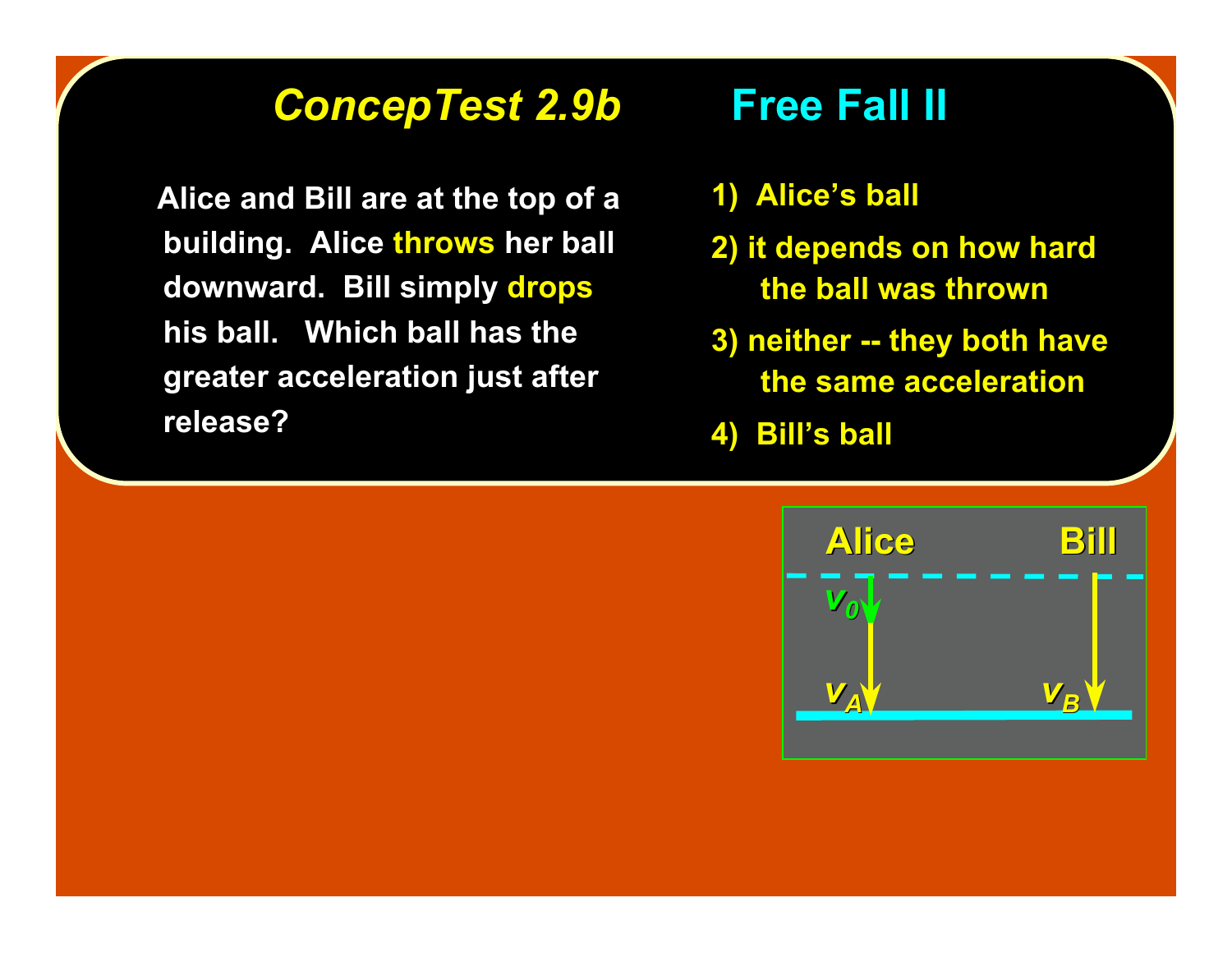# *ConcepTest 2.9b* Free Fall II

Alice and Bill are at the top of a building. Alice **throws** her ball downward. Bill simply **drops** his ball. Which ball has the greater acceleration just after release?

1) Alice's ball
2) it depends on how hard the ball was thrown
3) neither -- they both have the same acceleration
4) Bill's ball

Alice | Bill

$v_0$

$v_A$ | $v_B$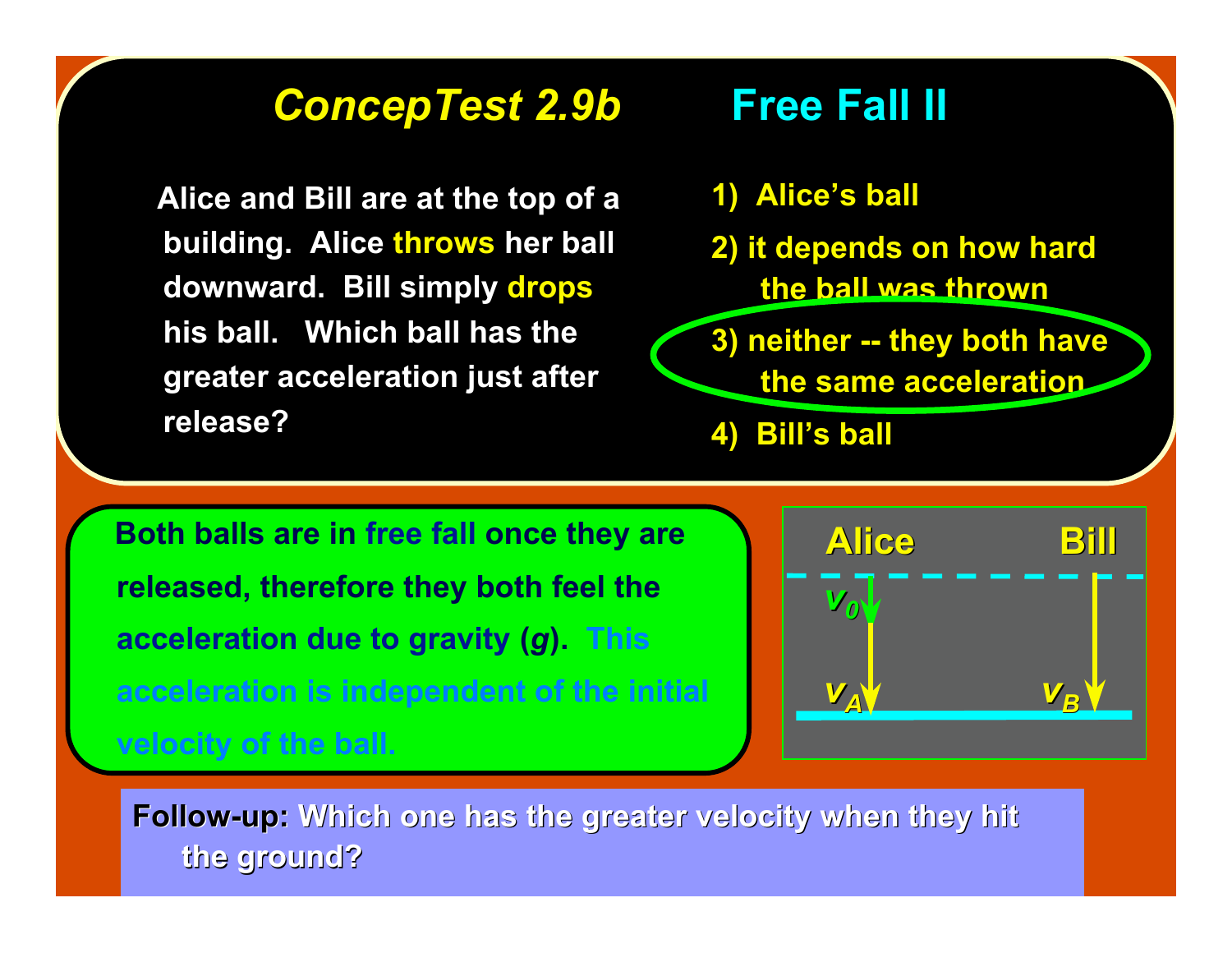# *ConcepTest 2.9b* Free Fall II

Alice and Bill are at the top of a building. Alice **throws** her ball downward. Bill simply **drops** his ball. Which ball has the greater acceleration just after release?

1) Alice's ball
2) it depends on how hard the ball was thrown
3) neither -- they both have the same acceleration
4) Bill's ball

Both balls are in free fall once they are released, therefore they both feel the acceleration due to gravity ($g$). This acceleration is independent of the initial velocity of the ball.

Alice | Bill

$v_0$

$v_A$ | $v_B$

**Follow-up:** Which one has the greater velocity when they hit the ground?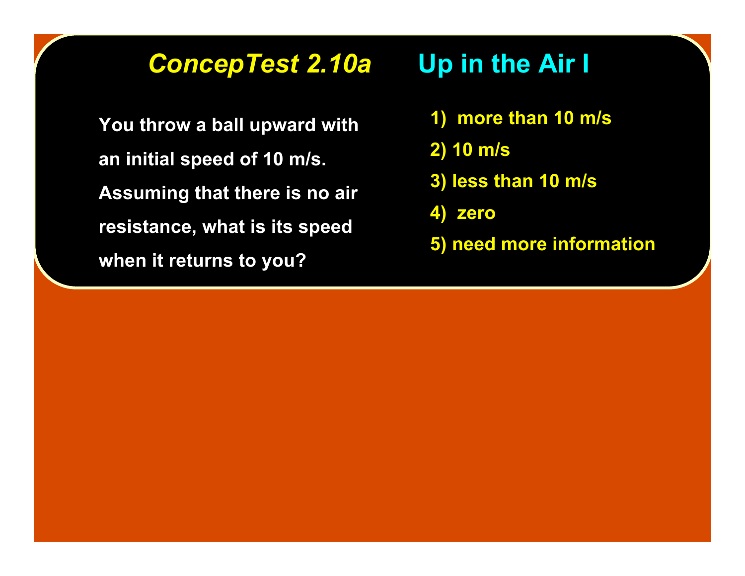# *ConcepTest 2.10a* Up in the Air I

You throw a ball upward with an initial speed of 10 m/s. Assuming that there is no air resistance, what is its speed when it returns to you?

1) more than 10 m/s
2) 10 m/s
3) less than 10 m/s
4) zero
5) need more information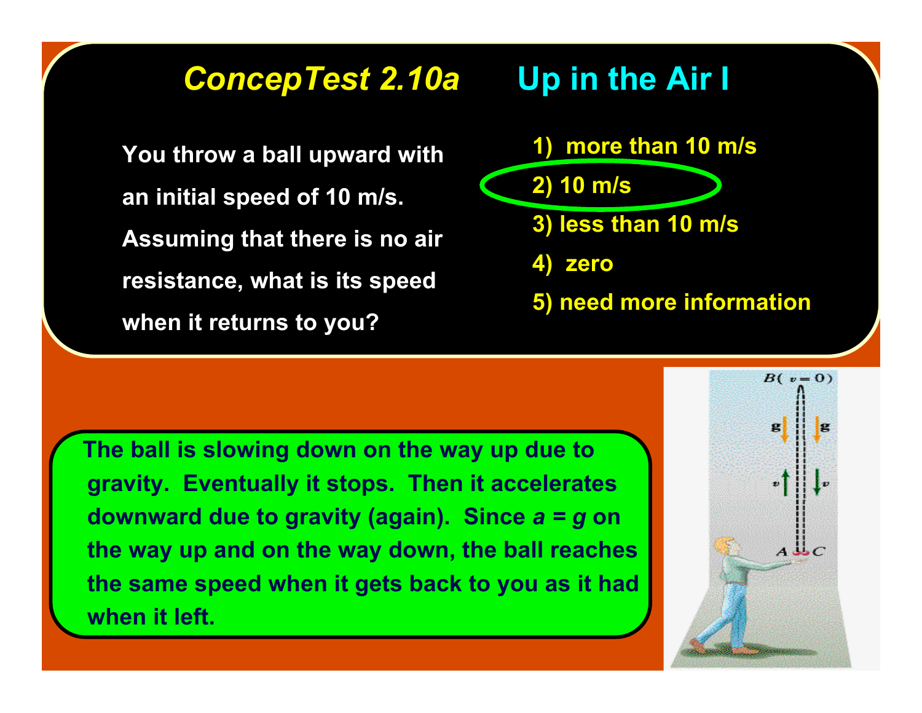# *ConcepTest 2.10a* Up in the Air I

You throw a ball upward with an initial speed of 10 m/s. Assuming that there is no air resistance, what is its speed when it returns to you?

1) more than 10 m/s
2) 10 m/s
3) less than 10 m/s
4) zero
5) need more information

The ball is slowing down on the way up due to gravity. Eventually it stops. Then it accelerates downward due to gravity (again). Since $a = g$ on the way up and on the way down, the ball reaches the same speed when it gets back to you as it had when it left.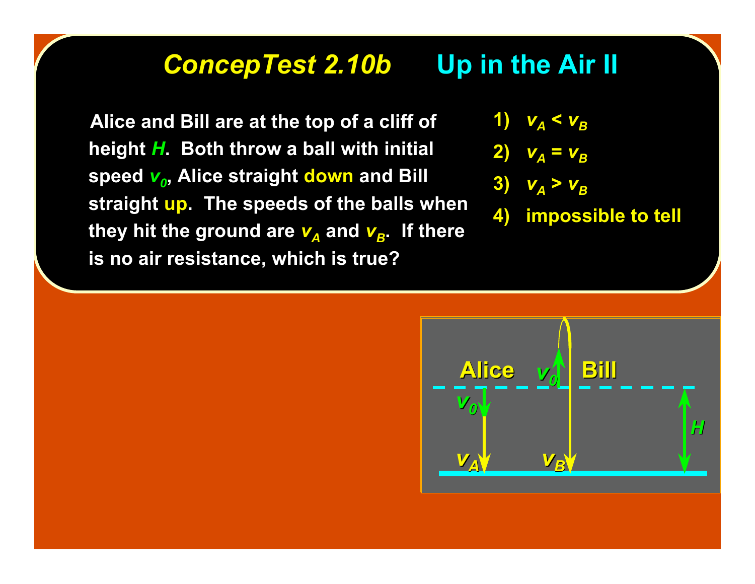# ConcepTest 2.10b Up in the Air II

Alice and Bill are at the top of a cliff of height $H$. Both throw a ball with initial speed $v_0$, Alice straight **down** and Bill straight **up**. The speeds of the balls when they hit the ground are $v_A$ and $v_B$. If there is no air resistance, which is true?

1) $v_A < v_B$
2) $v_A = v_B$
3) $v_A > v_B$
4) impossible to tell

Alice $v_0$ Bill

$v_0$

$H$

$v_A$ $v_B$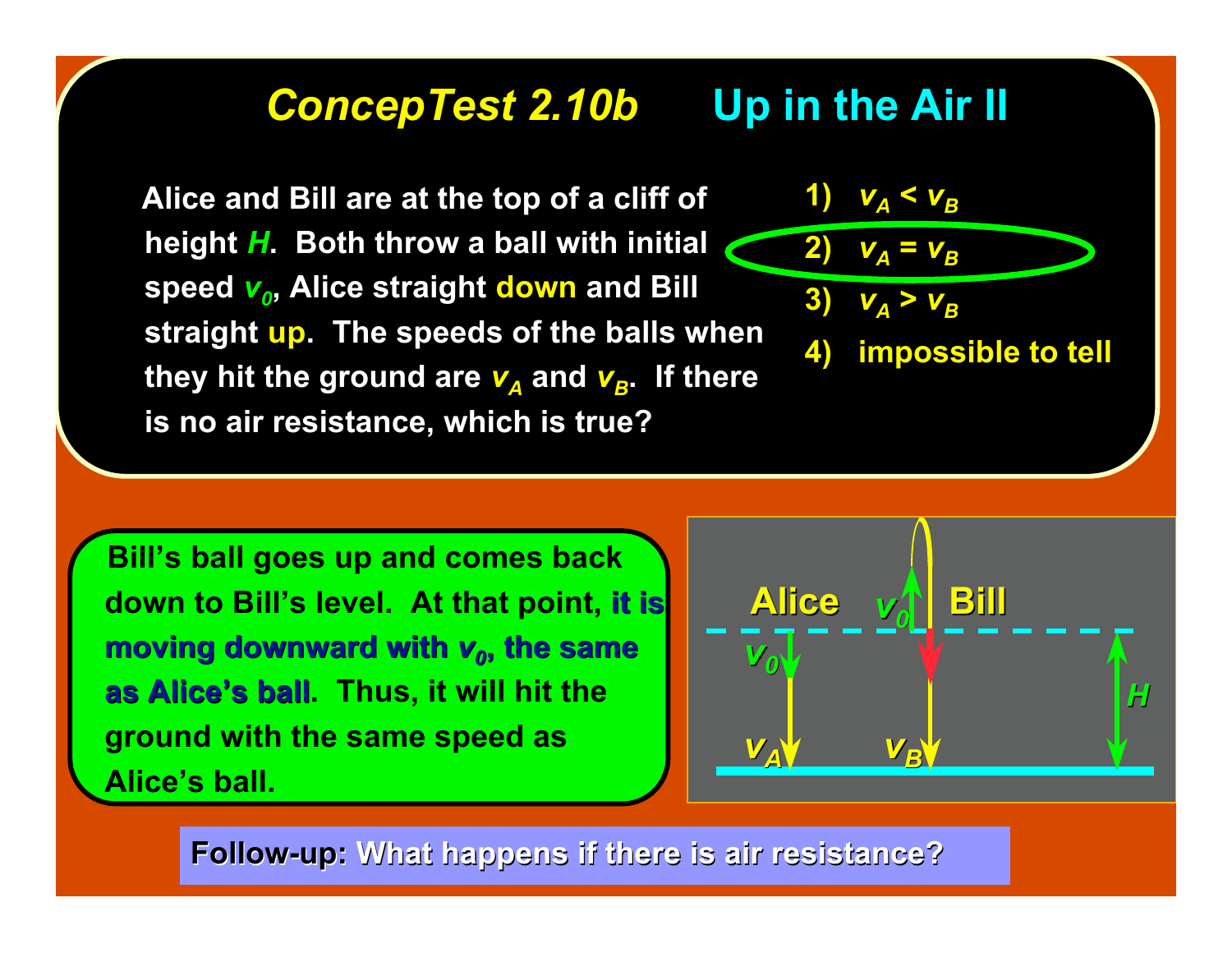# *ConcepTest 2.10b* Up in the Air II

Alice and Bill are at the top of a cliff of height $H$. Both throw a ball with initial speed $v_0$, Alice straight **down** and Bill straight **up**. The speeds of the balls when they hit the ground are $v_A$ and $v_B$. If there is no air resistance, which is true?

1) $v_A < v_B$
2) $v_A = v_B$
3) $v_A > v_B$
4) impossible to tell

Bill's ball goes up and comes back down to Bill's level. At that point, **it is moving downward with $v_0$, the same as Alice's ball**. Thus, it will hit the ground with the same speed as Alice's ball.

Alice, Bill, $v_0$, $v_0$, $H$, $v_A$, $v_B$

**Follow-up:** What happens if there is air resistance?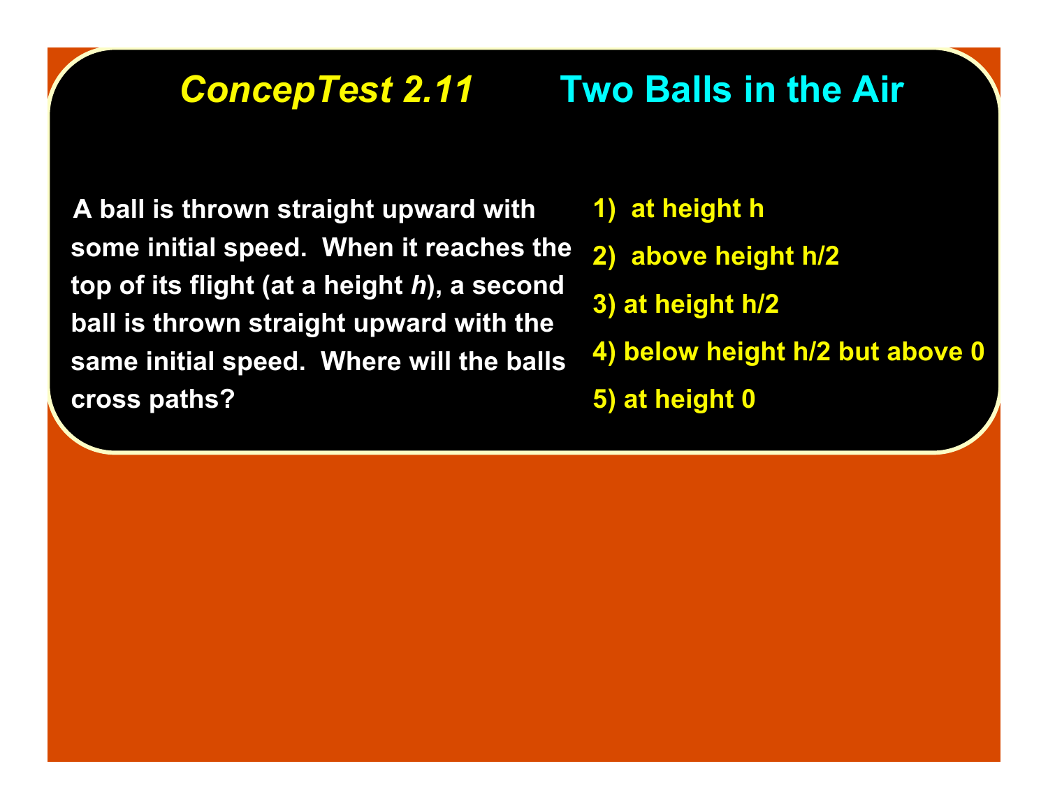# *ConcepTest 2.11* Two Balls in the Air

A ball is thrown straight upward with some initial speed. When it reaches the top of its flight (at a height *h*), a second ball is thrown straight upward with the same initial speed. Where will the balls cross paths?

1) at height h
2) above height h/2
3) at height h/2
4) below height h/2 but above 0
5) at height 0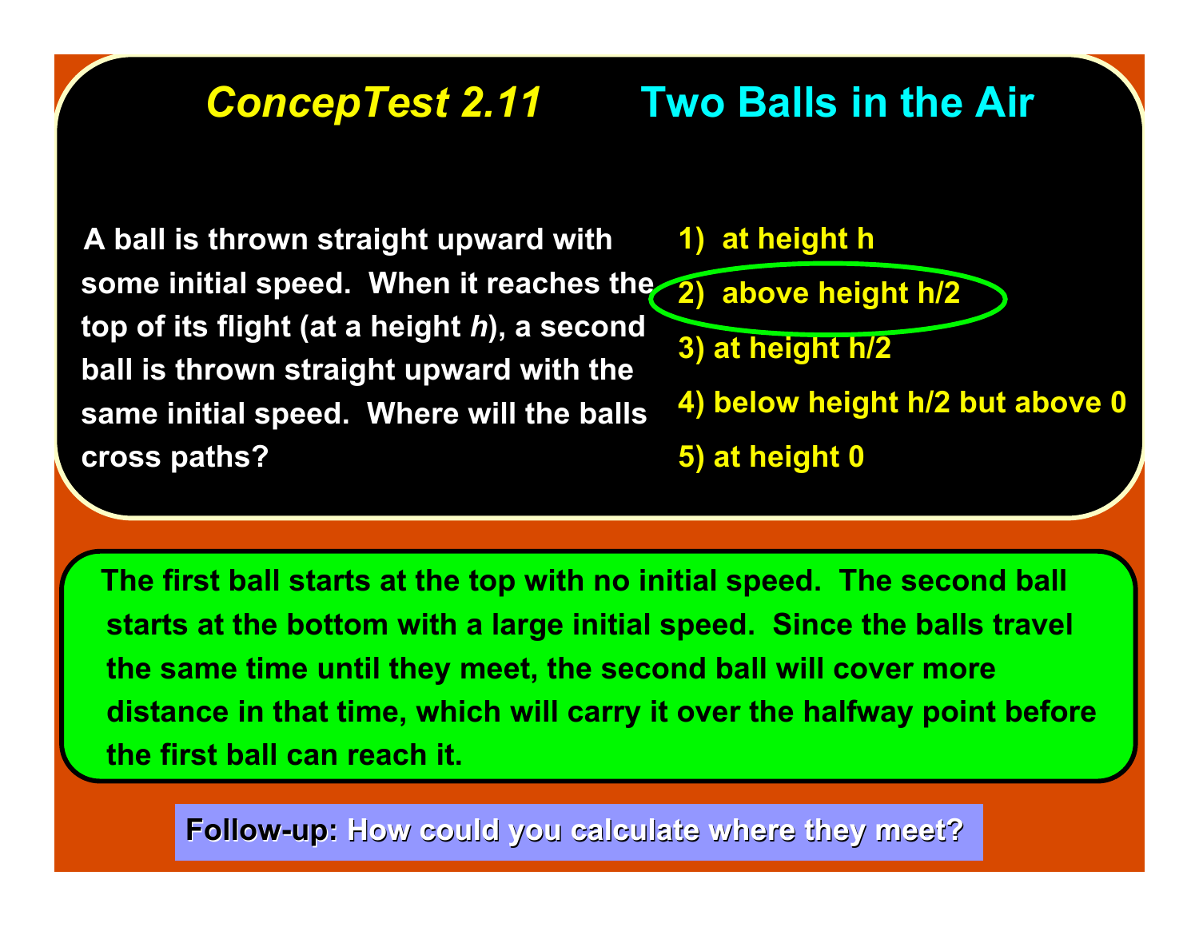# *ConcepTest 2.11* Two Balls in the Air

A ball is thrown straight upward with some initial speed. When it reaches the top of its flight (at a height *h*), a second ball is thrown straight upward with the same initial speed. Where will the balls cross paths?

1) at height h
2) above height h/2
3) at height h/2
4) below height h/2 but above 0
5) at height 0

The first ball starts at the top with no initial speed. The second ball starts at the bottom with a large initial speed. Since the balls travel the same time until they meet, the second ball will cover more distance in that time, which will carry it over the halfway point before the first ball can reach it.

**Follow-up:** How could you calculate where they meet?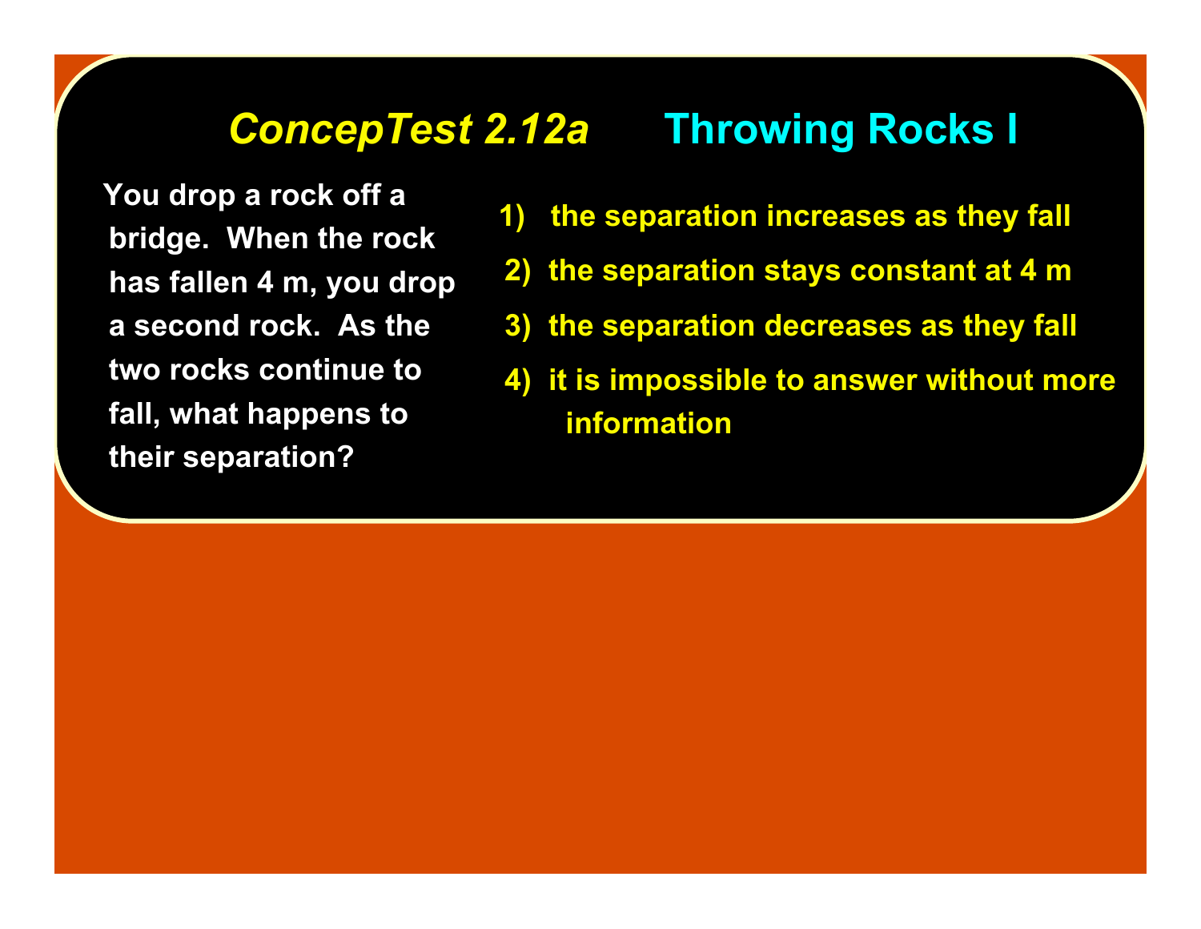# *ConcepTest 2.12a* Throwing Rocks I

You drop a rock off a bridge. When the rock has fallen 4 m, you drop a second rock. As the two rocks continue to fall, what happens to their separation?

1) the separation increases as they fall
2) the separation stays constant at 4 m
3) the separation decreases as they fall
4) it is impossible to answer without more information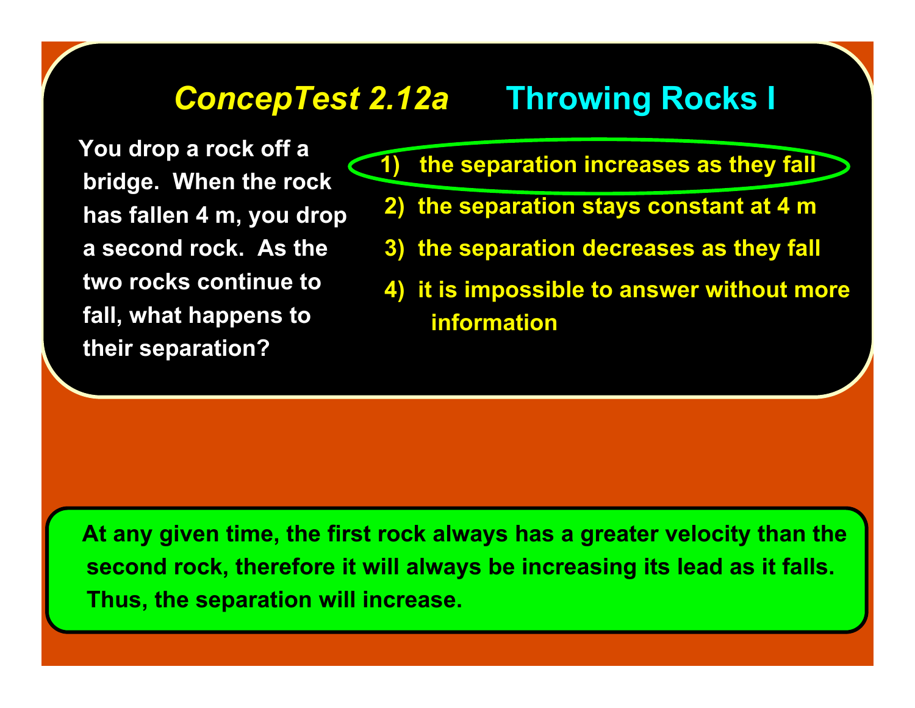# *ConcepTest 2.12a* Throwing Rocks I

You drop a rock off a bridge. When the rock has fallen 4 m, you drop a second rock. As the two rocks continue to fall, what happens to their separation?

1) the separation increases as they fall
2) the separation stays constant at 4 m
3) the separation decreases as they fall
4) it is impossible to answer without more information

At any given time, the first rock always has a greater velocity than the second rock, therefore it will always be increasing its lead as it falls. Thus, the separation will increase.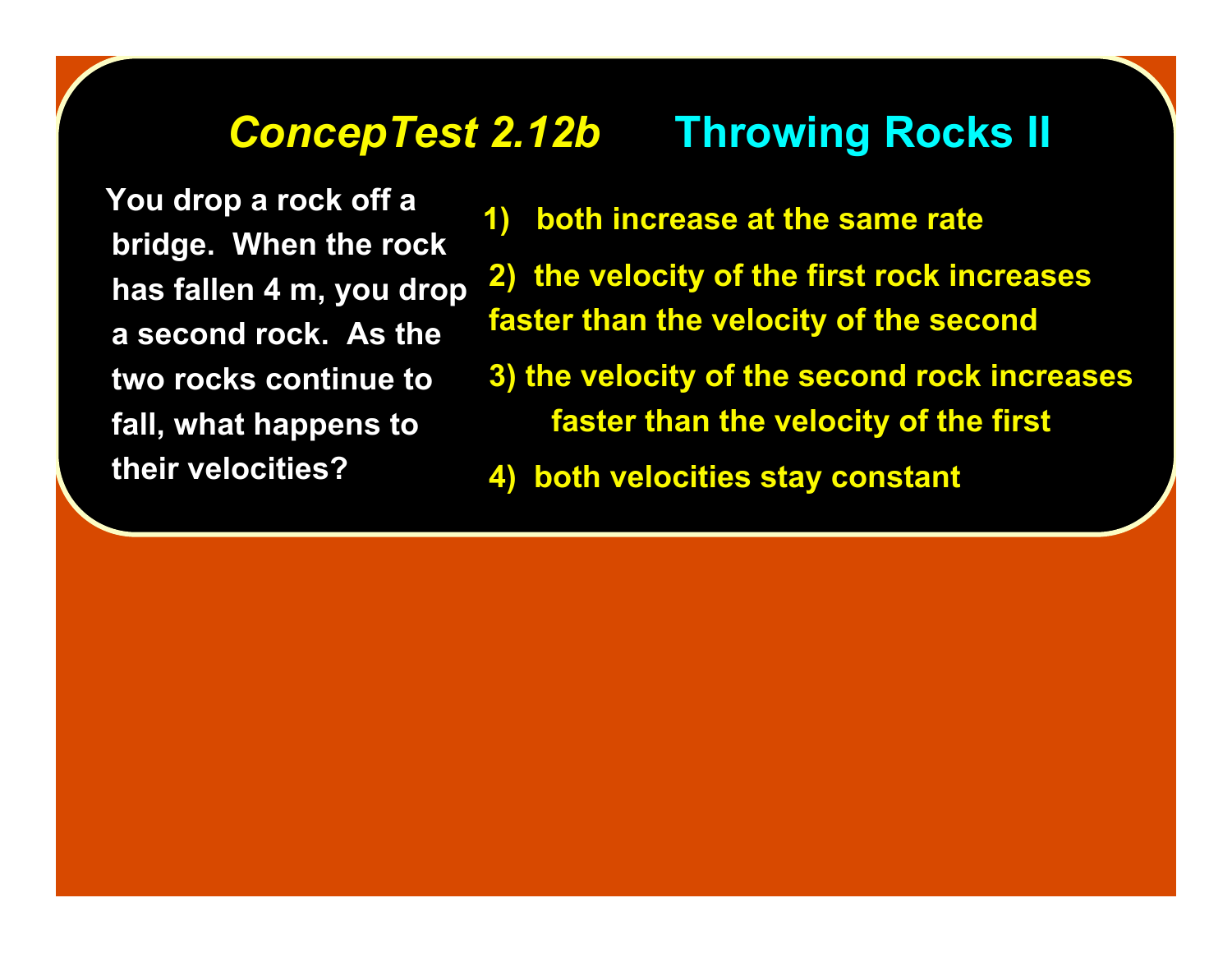## *ConcepTest 2.12b* Throwing Rocks II

You drop a rock off a bridge. When the rock has fallen 4 m, you drop a second rock. As the two rocks continue to fall, what happens to their velocities?

1) both increase at the same rate

2) the velocity of the first rock increases faster than the velocity of the second

3) the velocity of the second rock increases faster than the velocity of the first

4) both velocities stay constant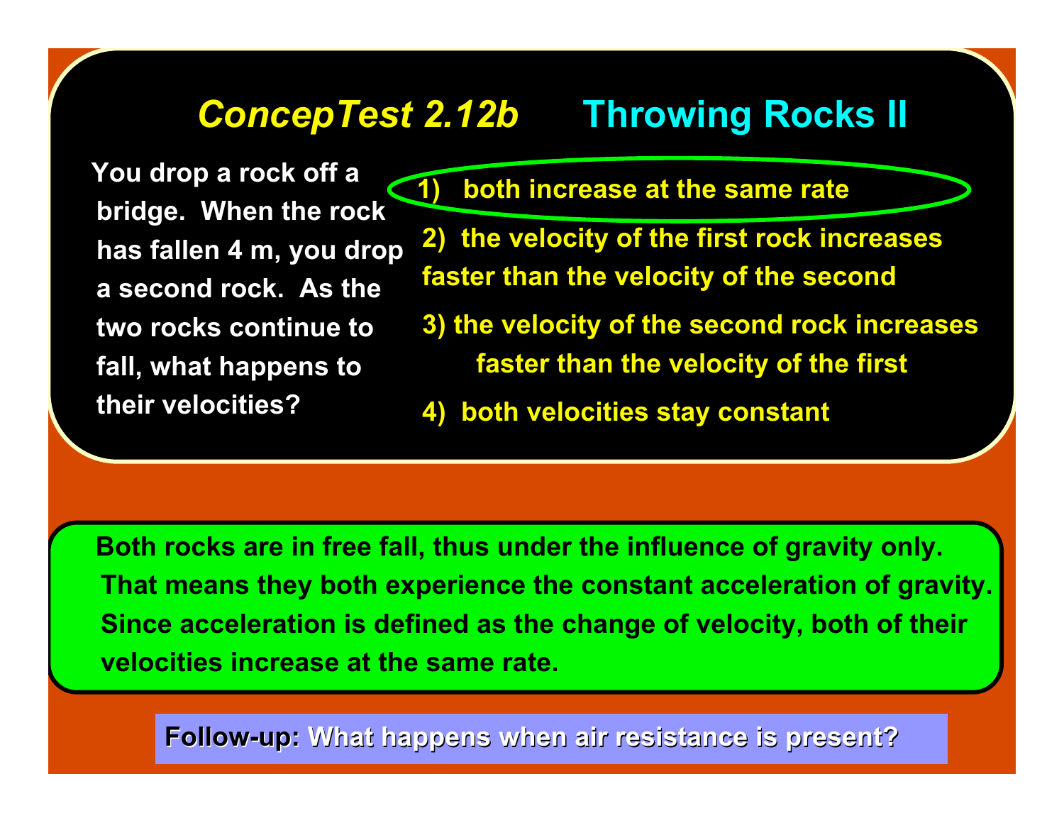# *ConcepTest 2.12b* Throwing Rocks II

You drop a rock off a bridge. When the rock has fallen 4 m, you drop a second rock. As the two rocks continue to fall, what happens to their velocities?

1) both increase at the same rate

2) the velocity of the first rock increases faster than the velocity of the second

3) the velocity of the second rock increases faster than the velocity of the first

4) both velocities stay constant

Both rocks are in free fall, thus under the influence of gravity only. That means they both experience the constant acceleration of gravity. Since acceleration is defined as the change of velocity, both of their velocities increase at the same rate.

**Follow-up:** What happens when air resistance is present?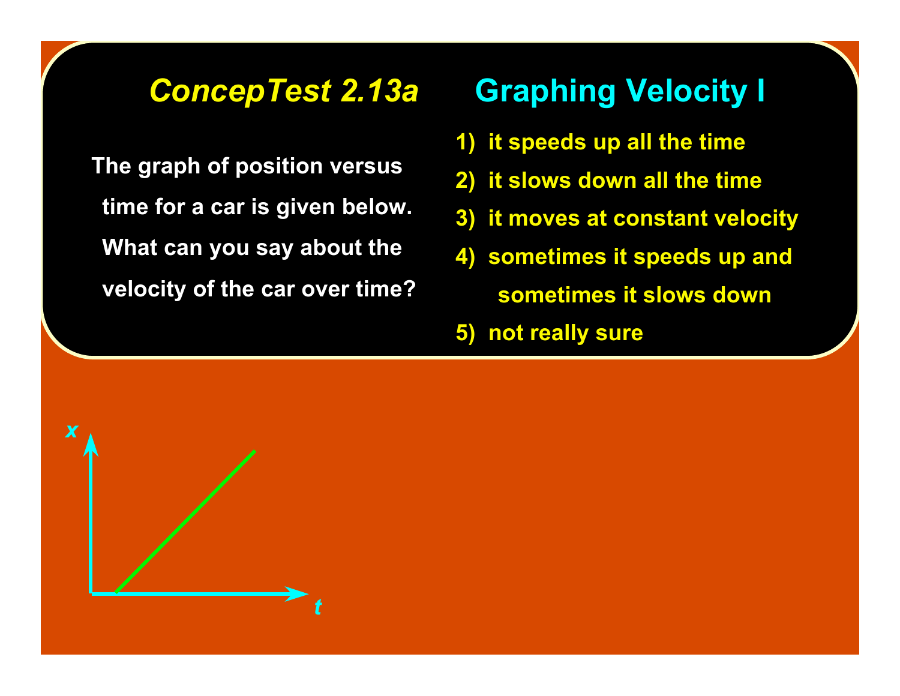## ConcepTest 2.13a Graphing Velocity I

The graph of position versus time for a car is given below. What can you say about the velocity of the car over time?

1) it speeds up all the time
2) it slows down all the time
3) it moves at constant velocity
4) sometimes it speeds up and sometimes it slows down
5) not really sure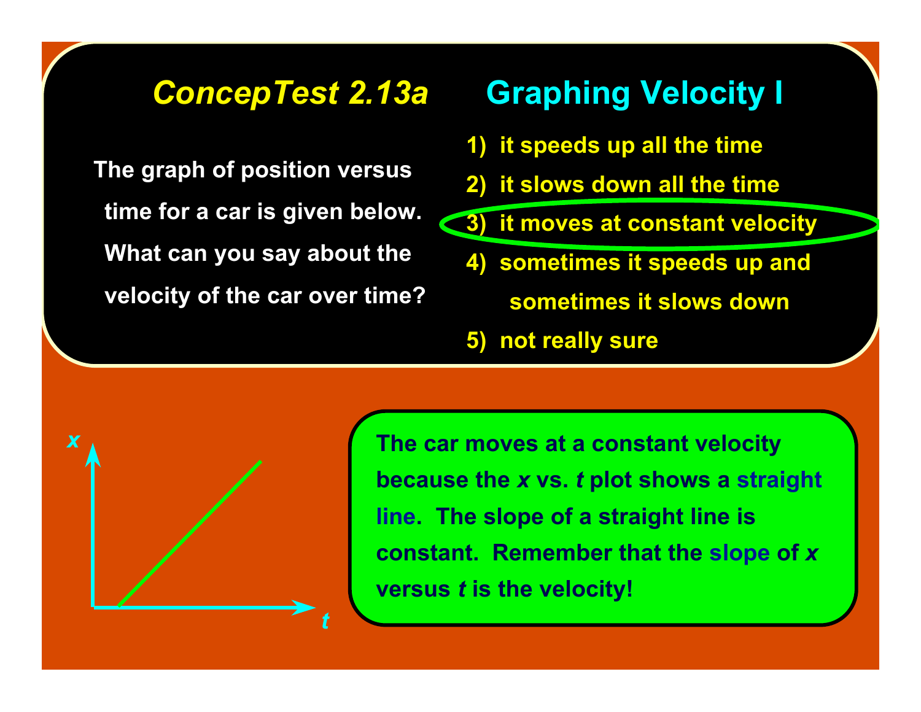# *ConcepTest 2.13a* Graphing Velocity I

The graph of position versus time for a car is given below. What can you say about the velocity of the car over time?

1) it speeds up all the time
2) it slows down all the time
3) it moves at constant velocity
4) sometimes it speeds up and sometimes it slows down
5) not really sure

The car moves at a constant velocity because the $x$ vs. $t$ plot shows a straight line. The slope of a straight line is constant. Remember that the slope of $x$ versus $t$ is the velocity!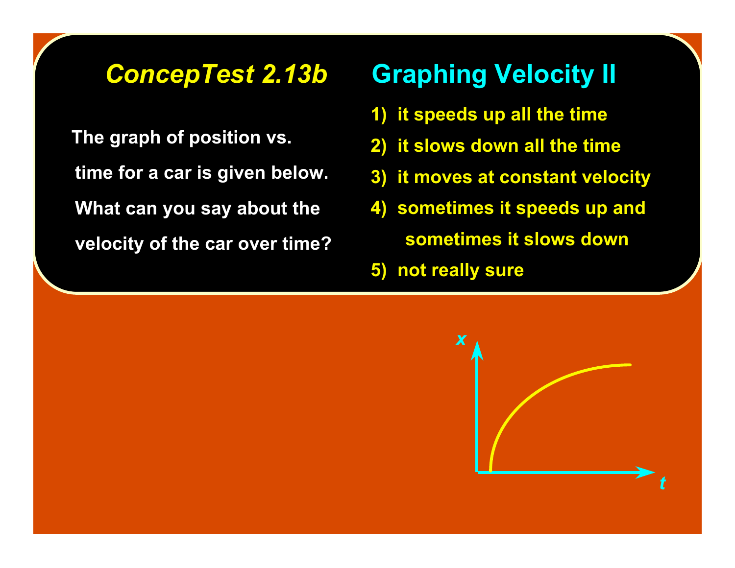# ConcepTest 2.13b Graphing Velocity II

The graph of position vs. time for a car is given below. What can you say about the velocity of the car over time?

1) it speeds up all the time
2) it slows down all the time
3) it moves at constant velocity
4) sometimes it speeds up and sometimes it slows down
5) not really sure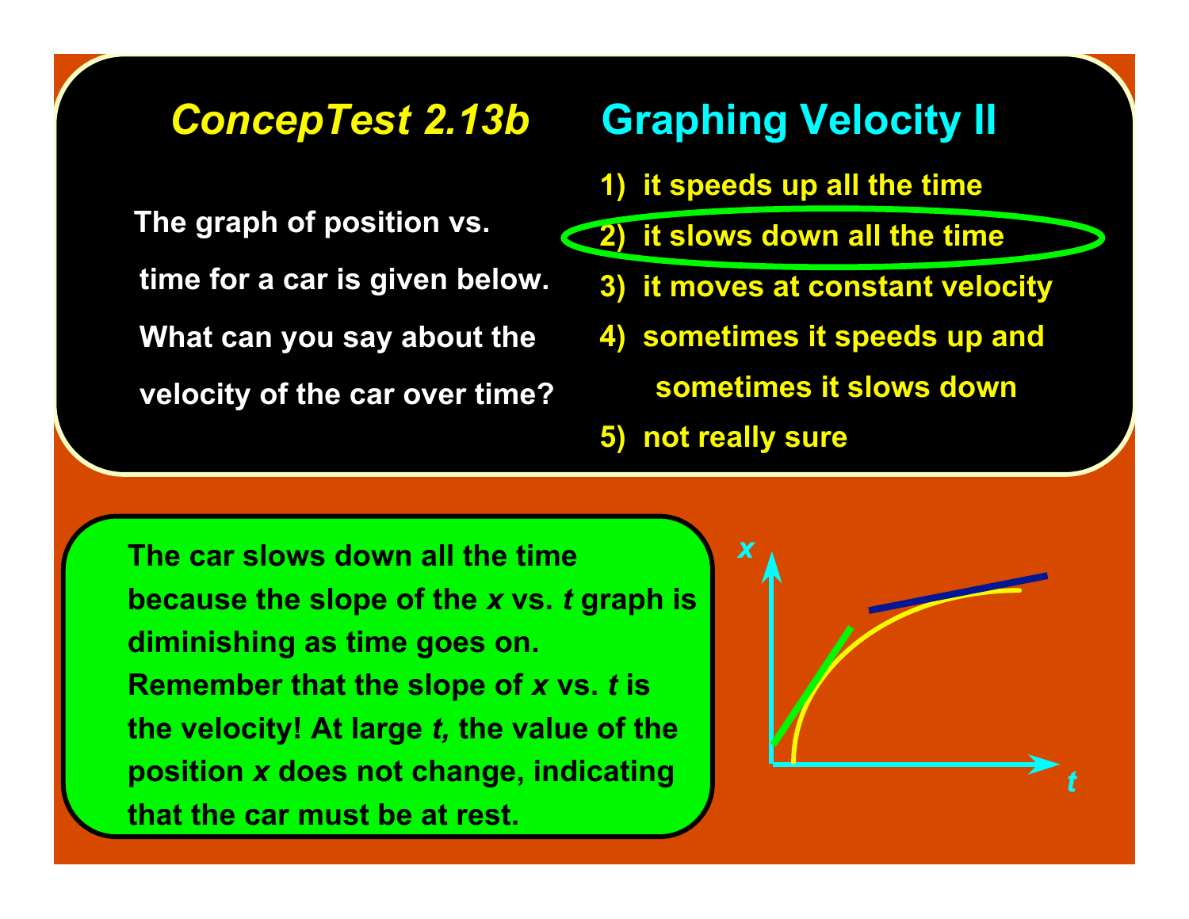## ConcepTest 2.13b Graphing Velocity II

The graph of position vs. time for a car is given below. What can you say about the velocity of the car over time?

1) it speeds up all the time
2) it slows down all the time
3) it moves at constant velocity
4) sometimes it speeds up and sometimes it slows down
5) not really sure

The car slows down all the time because the slope of the *x* vs. *t* graph is diminishing as time goes on. Remember that the slope of *x* vs. *t* is the velocity! At large *t,* the value of the position *x* does not change, indicating that the car must be at rest.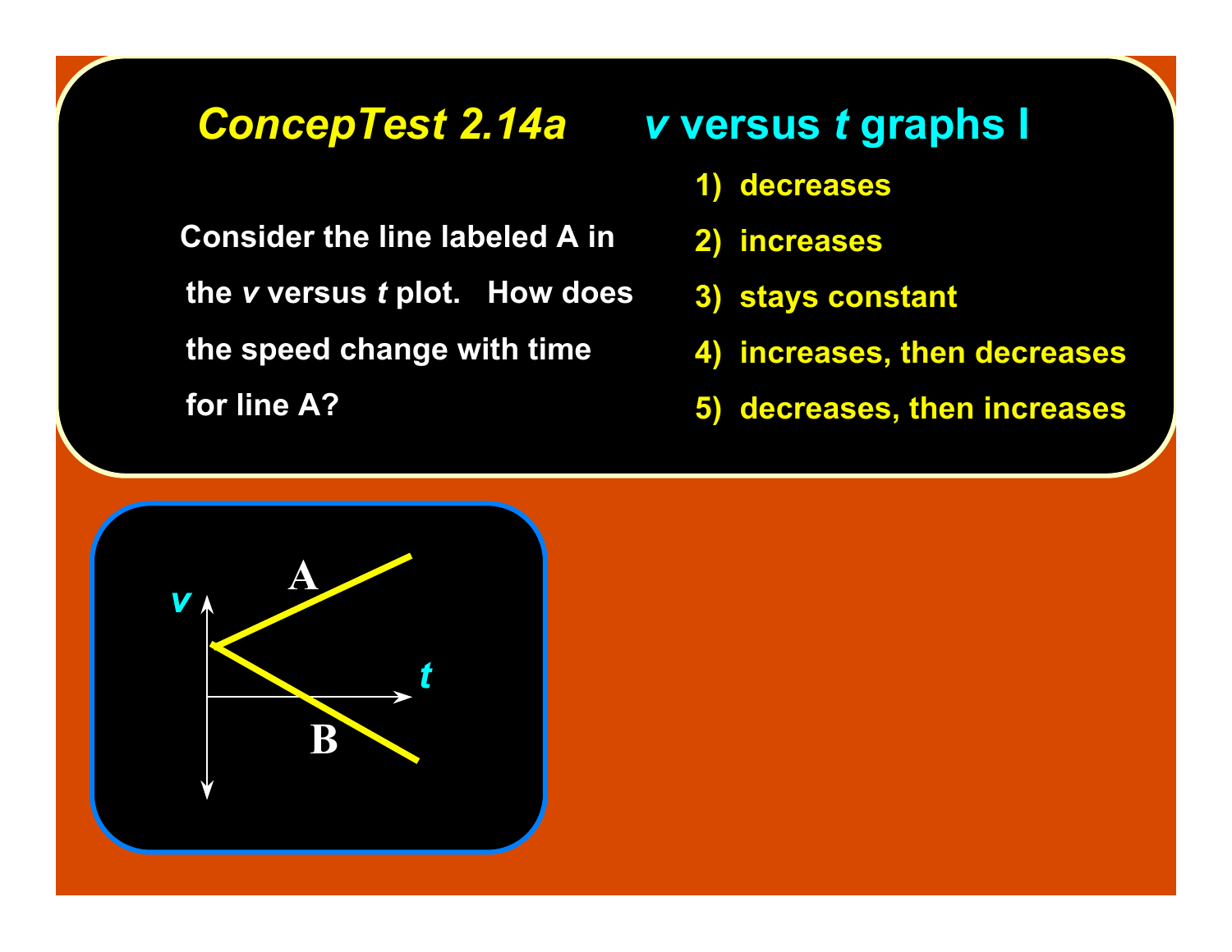# *ConcepTest 2.14a* — *v* versus *t* graphs I

Consider the line labeled A in the *v* versus *t* plot. How does the speed change with time for line A?

1) decreases
2) increases
3) stays constant
4) increases, then decreases
5) decreases, then increases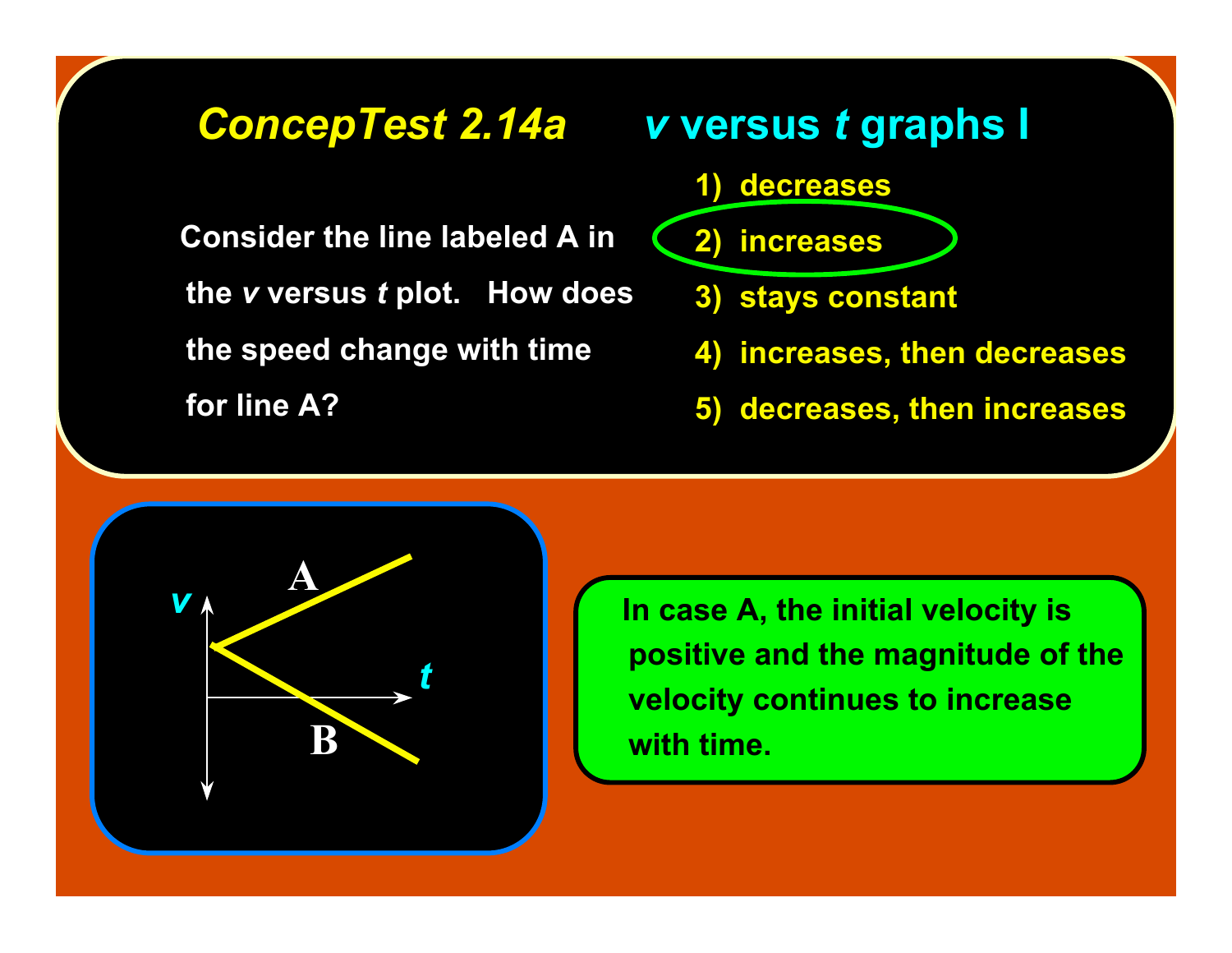# *ConcepTest 2.14a* $v$ versus $t$ graphs I

Consider the line labeled A in the $v$ versus $t$ plot. How does the speed change with time for line A?

1) decreases
2) increases
3) stays constant
4) increases, then decreases
5) decreases, then increases

In case A, the initial velocity is positive and the magnitude of the velocity continues to increase with time.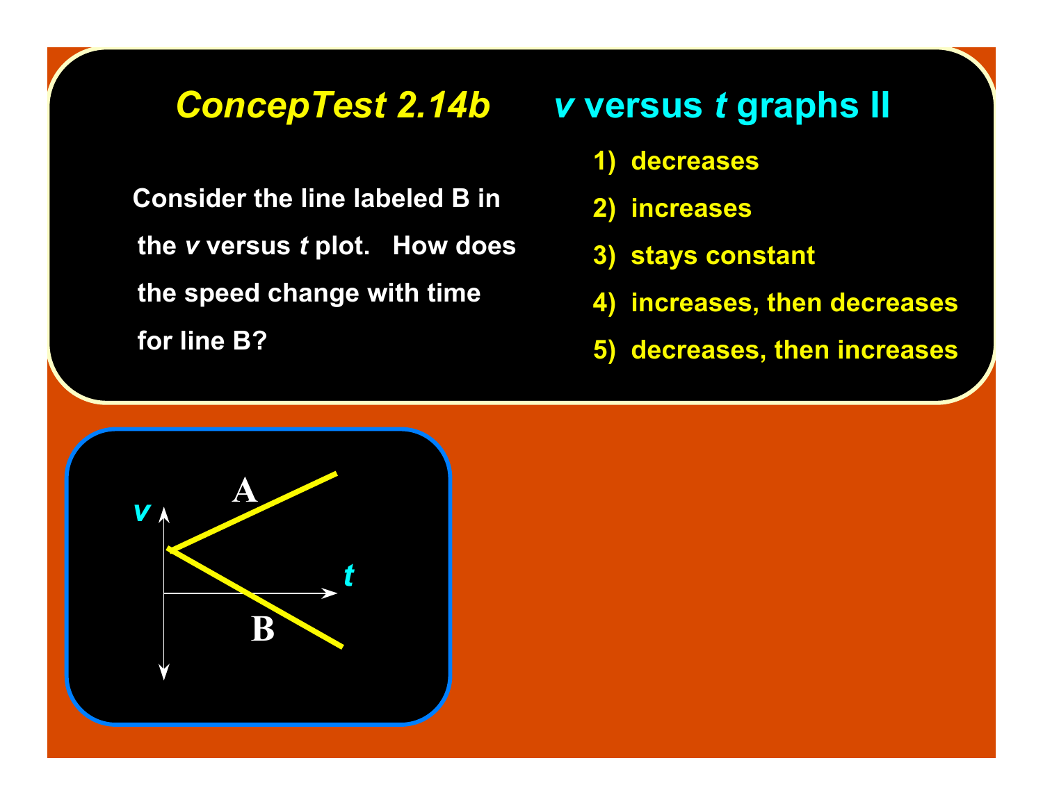# ConcepTest 2.14b $v$ versus $t$ graphs II

Consider the line labeled B in the $v$ versus $t$ plot. How does the speed change with time for line B?

1) decreases
2) increases
3) stays constant
4) increases, then decreases
5) decreases, then increases

A

$v$

$t$

B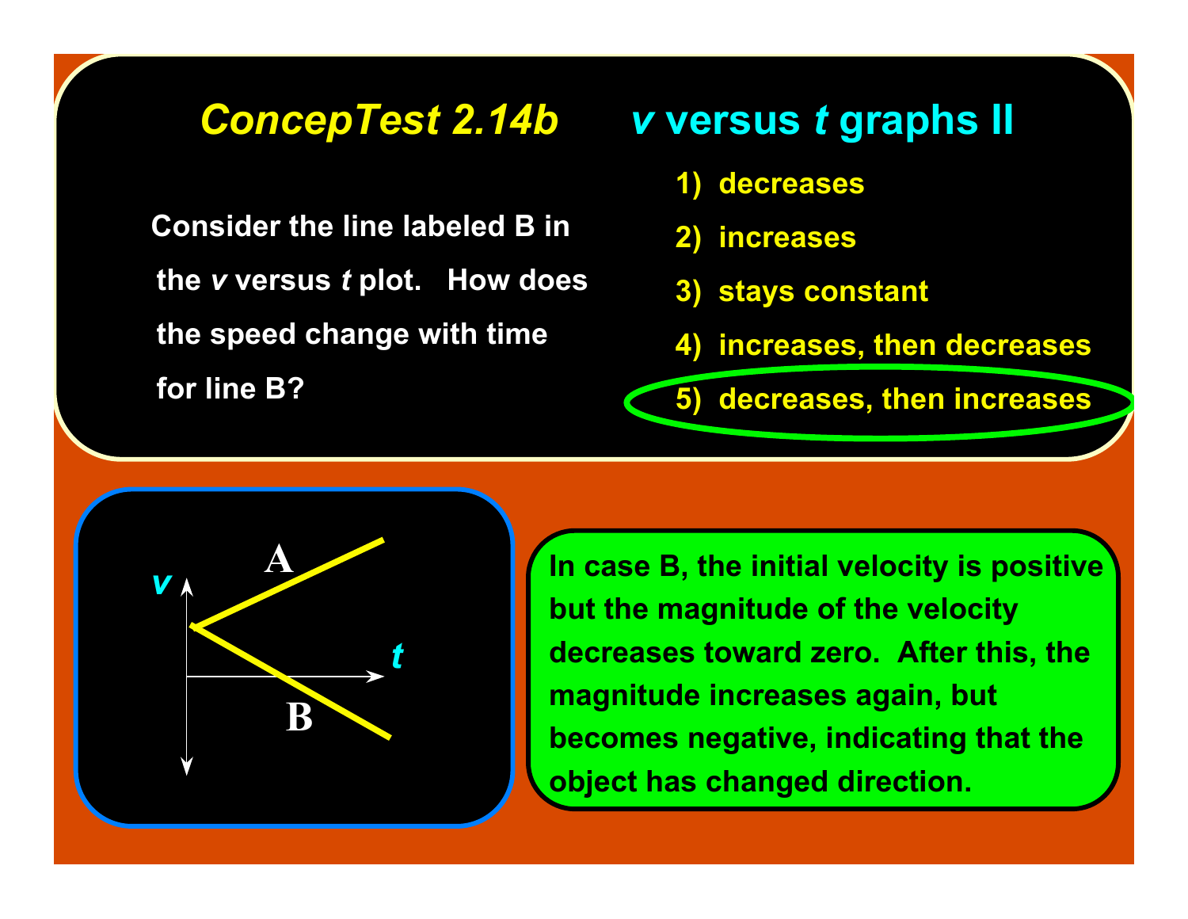## *ConcepTest 2.14b* — *v* versus *t* graphs II

Consider the line labeled B in the *v* versus *t* plot. How does the speed change with time for line B?

1) decreases
2) increases
3) stays constant
4) increases, then decreases
5) decreases, then increases

In case B, the initial velocity is positive but the magnitude of the velocity decreases toward zero. After this, the magnitude increases again, but becomes negative, indicating that the object has changed direction.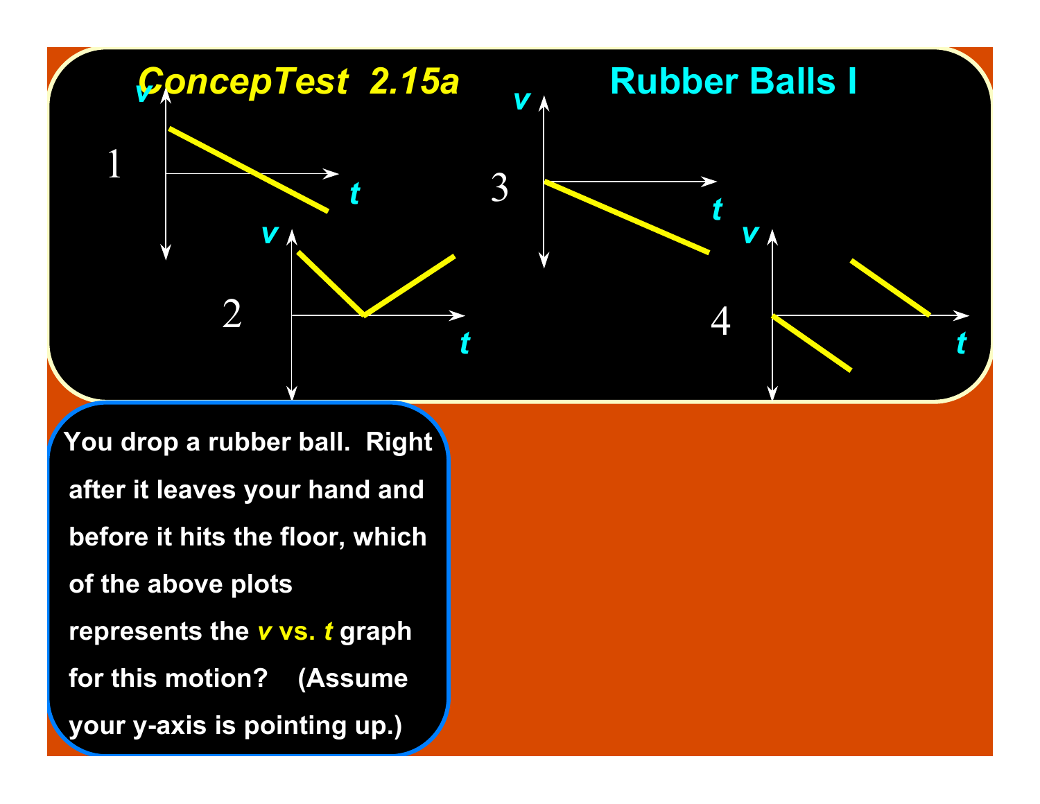# ConcepTest 2.15a Rubber Balls I

1

2

3

4

You drop a rubber ball. Right after it leaves your hand and before it hits the floor, which of the above plots represents the ***v* vs. *t*** graph for this motion? (Assume your y-axis is pointing up.)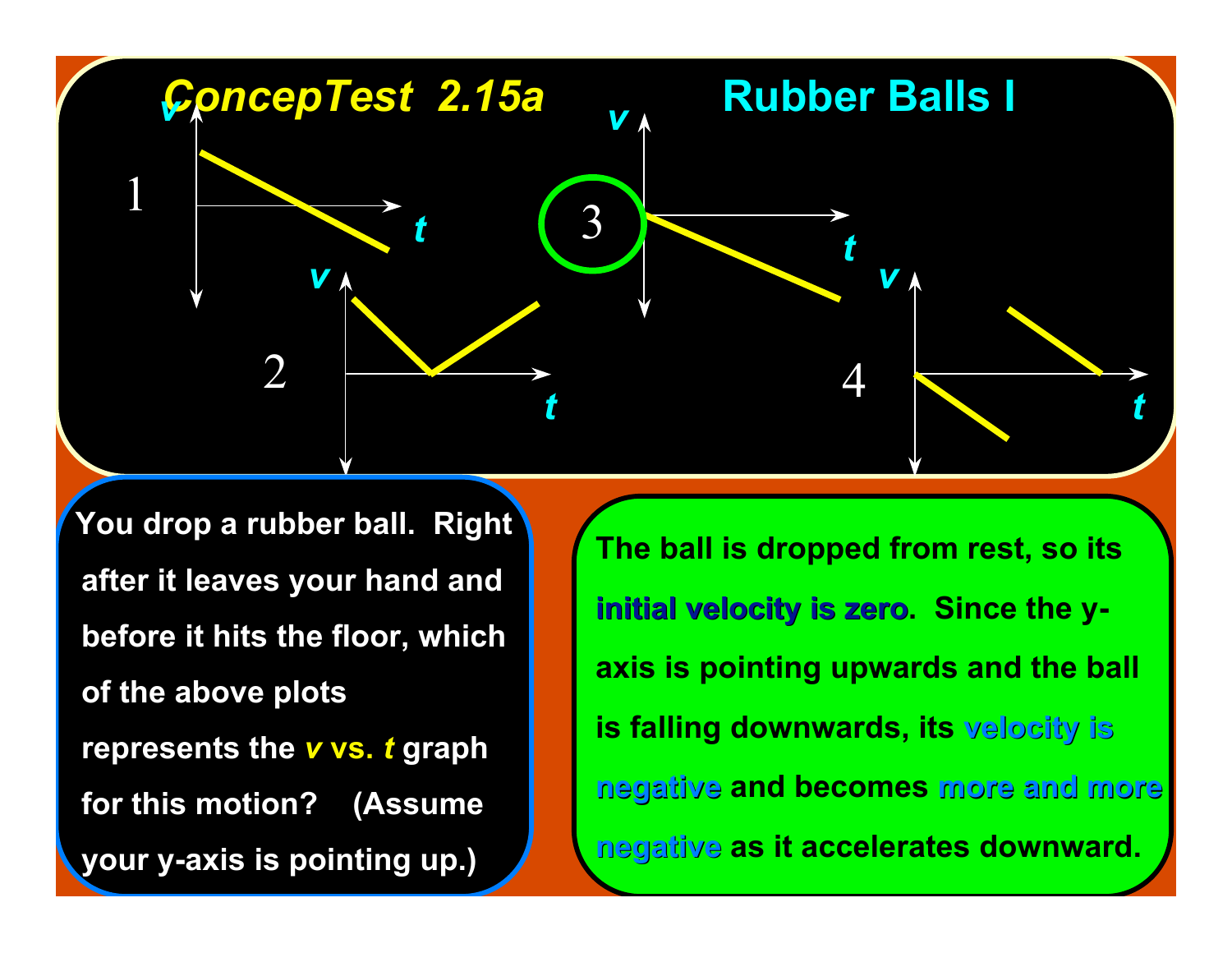# ConcepTest 2.15a Rubber Balls I

1

2

3

4

You drop a rubber ball. Right after it leaves your hand and before it hits the floor, which of the above plots represents the *v* vs. *t* graph for this motion? (Assume your y-axis is pointing up.)

The ball is dropped from rest, so its **initial velocity is zero**. Since the y-axis is pointing upwards and the ball is falling downwards, its **velocity is negative** and becomes **more and more negative** as it accelerates downward.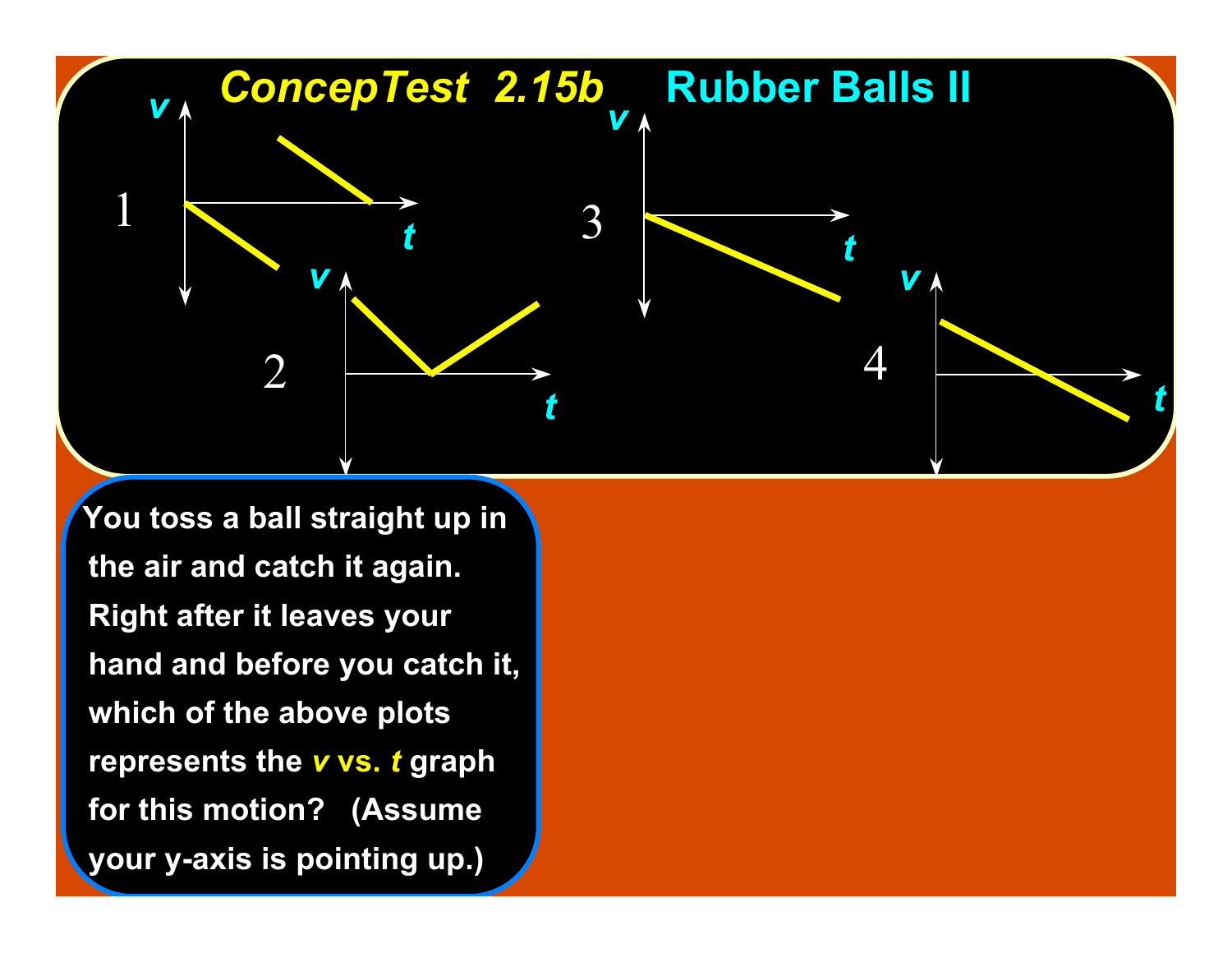# ConcepTest 2.15b Rubber Balls II

1, 2, 3, 4

You toss a ball straight up in the air and catch it again. Right after it leaves your hand and before you catch it, which of the above plots represents the *v* vs. *t* graph for this motion? (Assume your y-axis is pointing up.)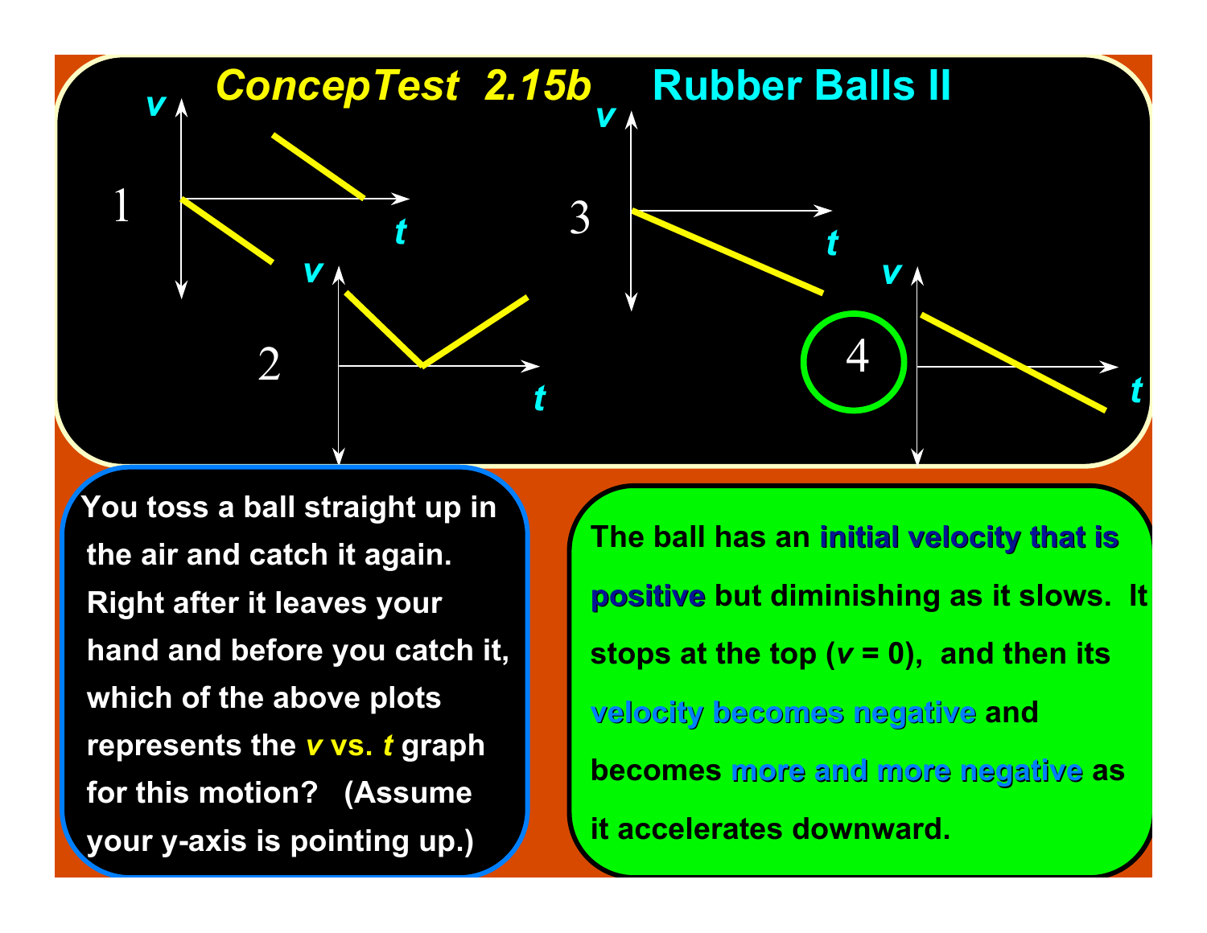# *ConcepTest 2.15b* Rubber Balls II

1

2

3

4

You toss a ball straight up in the air and catch it again. Right after it leaves your hand and before you catch it, which of the above plots represents the *v* vs. *t* graph for this motion? (Assume your y-axis is pointing up.)

The ball has an **initial velocity that is positive** but diminishing as it slows. It stops at the top ($v = 0$), and then its **velocity becomes negative** and becomes **more and more negative** as it accelerates downward.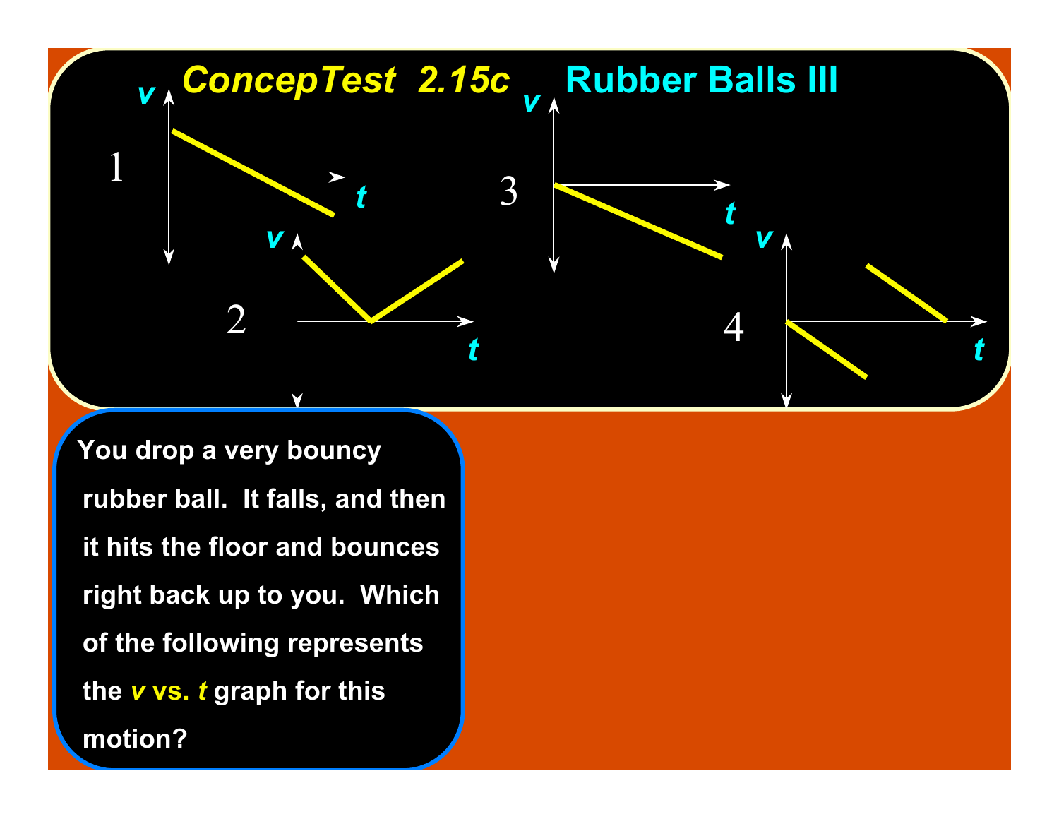# ConcepTest 2.15c Rubber Balls III

1

2

3

4

You drop a very bouncy rubber ball. It falls, and then it hits the floor and bounces right back up to you. Which of the following represents the *v* vs. *t* graph for this motion?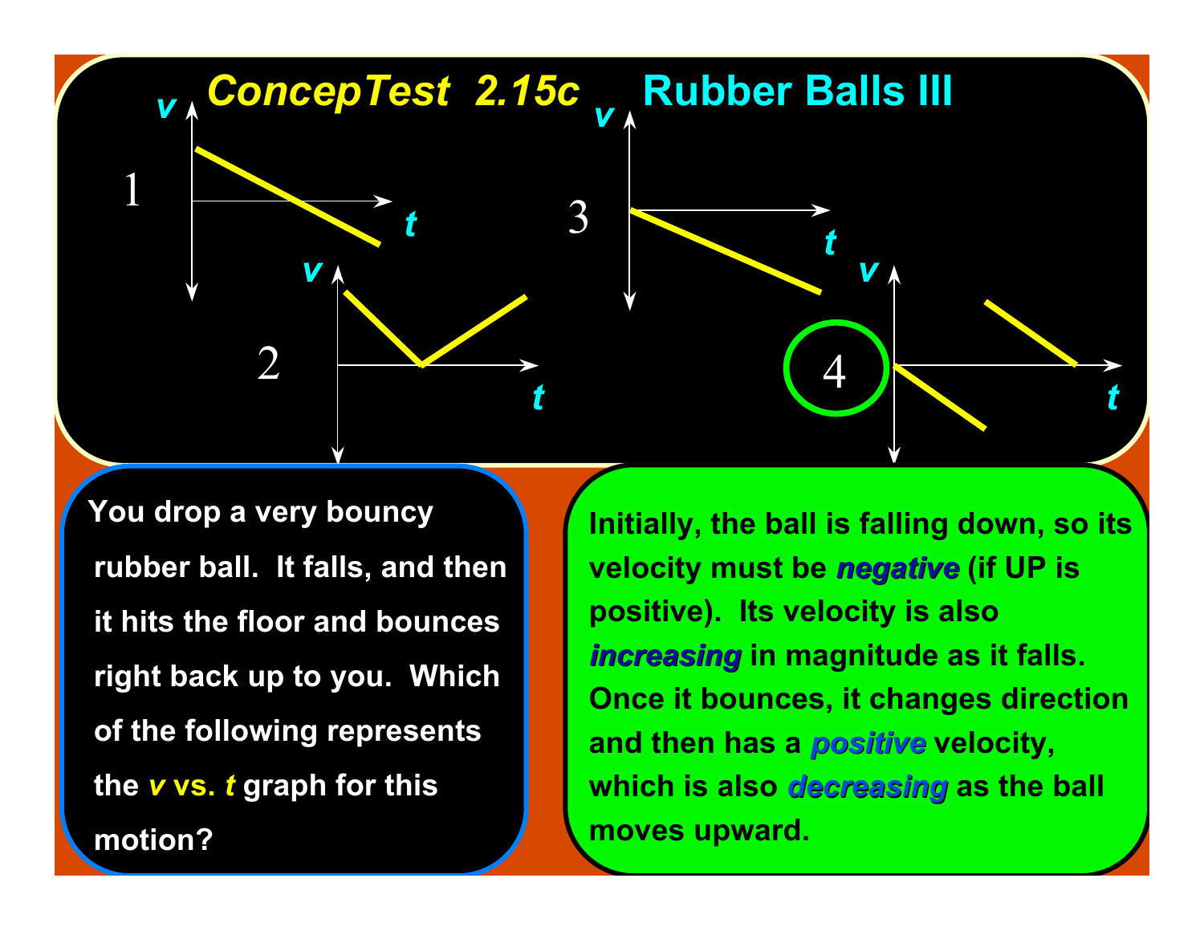# ConcepTest 2.15c Rubber Balls III

1

2

3

4

You drop a very bouncy rubber ball. It falls, and then it hits the floor and bounces right back up to you. Which of the following represents the *v* vs. *t* graph for this motion?

Initially, the ball is falling down, so its velocity must be ***negative*** (if UP is positive). Its velocity is also ***increasing*** in magnitude as it falls. Once it bounces, it changes direction and then has a ***positive*** velocity, which is also ***decreasing*** as the ball moves upward.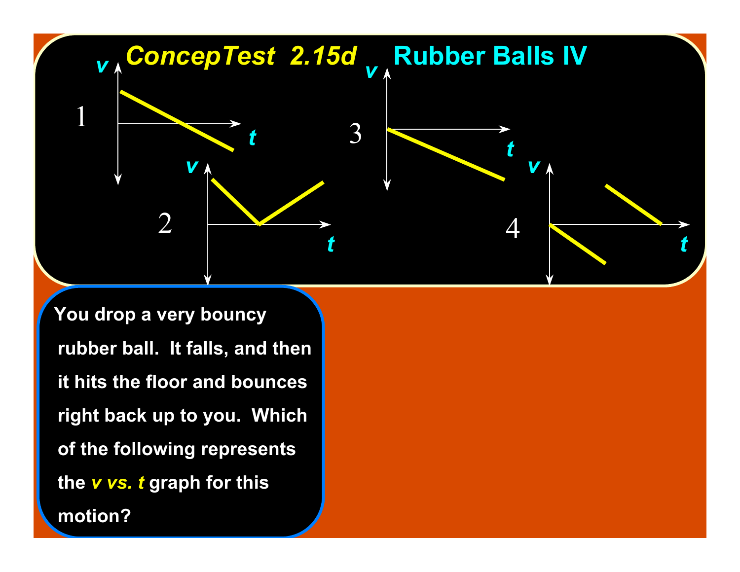# ConcepTest 2.15d Rubber Balls IV

1. 2. 3. 4.

You drop a very bouncy rubber ball. It falls, and then it hits the floor and bounces right back up to you. Which of the following represents the *v vs. t* graph for this motion?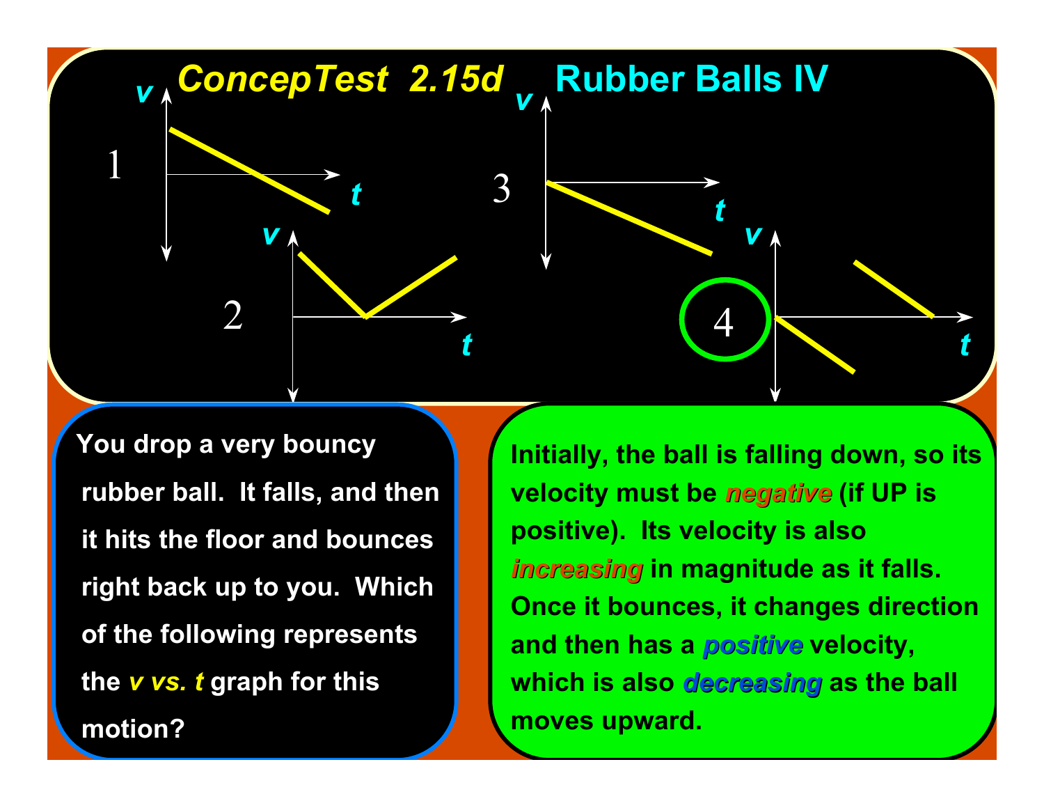# ConcepTest 2.15d Rubber Balls IV

1

v

t

2

v

t

3

v

t

4

v

t

You drop a very bouncy rubber ball. It falls, and then it hits the floor and bounces right back up to you. Which of the following represents the *v vs. t* graph for this motion?

Initially, the ball is falling down, so its velocity must be ***negative*** (if UP is positive). Its velocity is also ***increasing*** in magnitude as it falls. Once it bounces, it changes direction and then has a ***positive*** velocity, which is also ***decreasing*** as the ball moves upward.